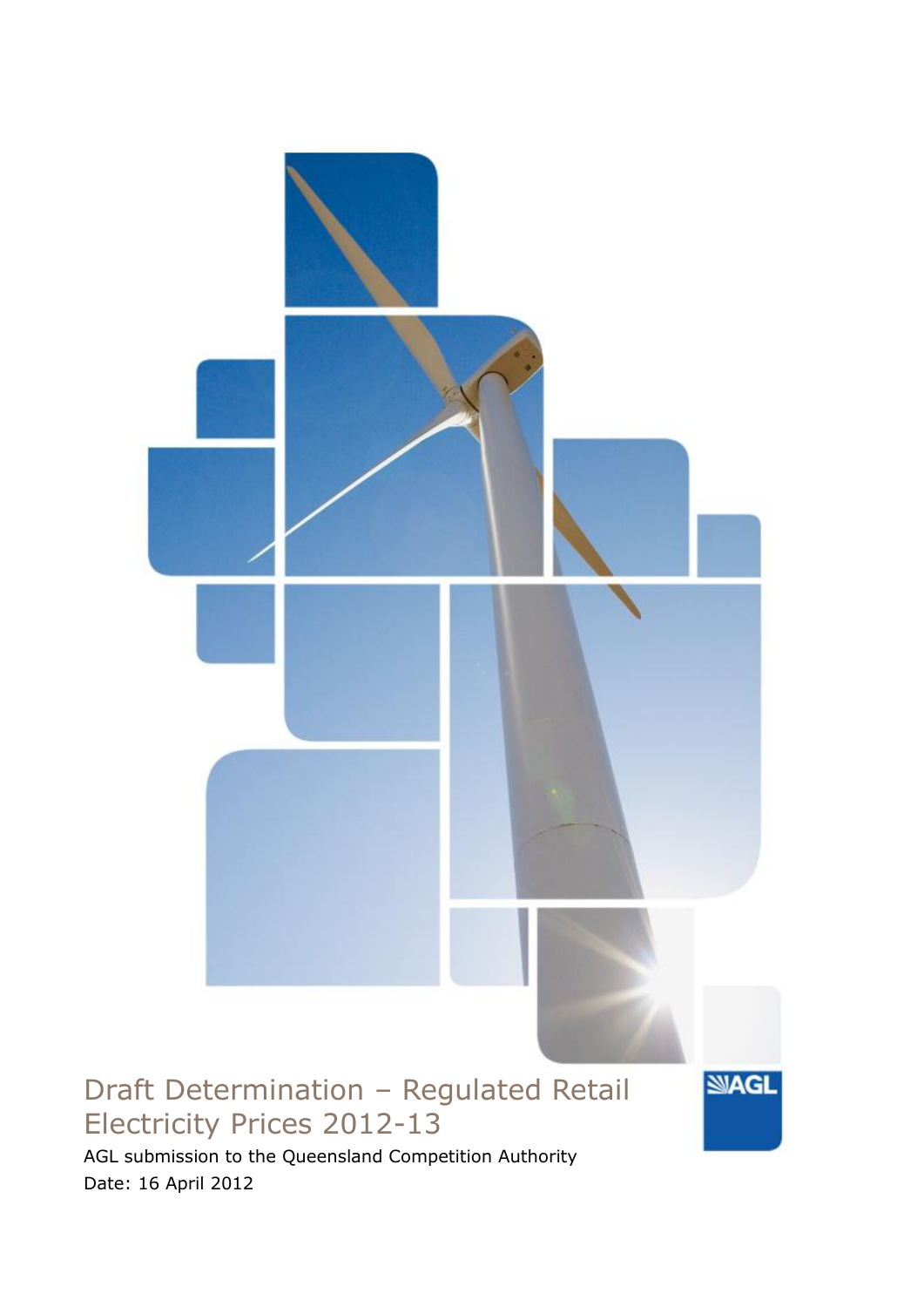# Draft Determination – Regulated Retail Electricity Prices 2012-13

AGL submission to the Queensland Competition Authority

Date: 16 April 2012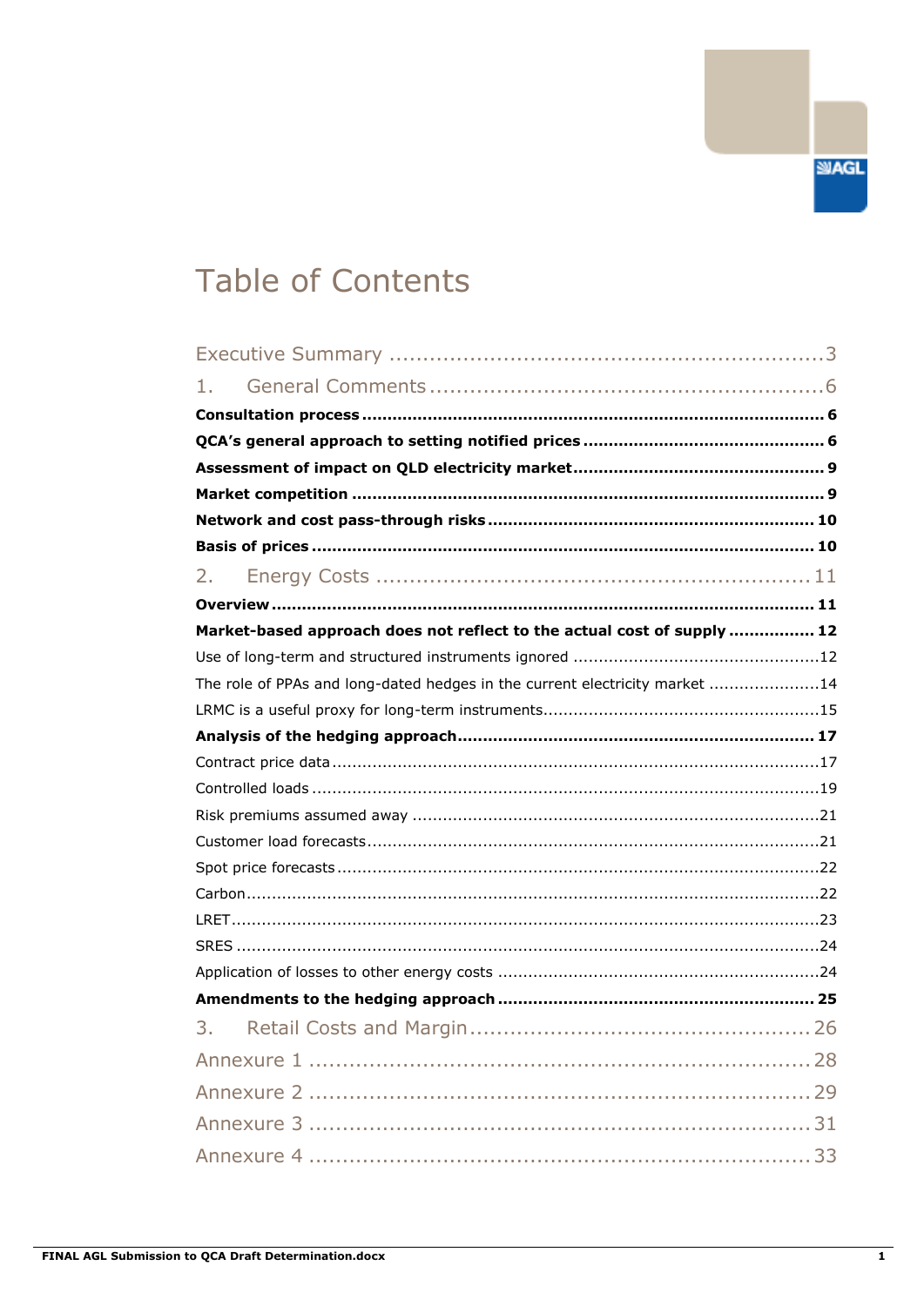# Table of Contents

Executive Summary ........................................................ 3

1. General Comments ........................................................ 6

**Consultation process** ........................................................ **6**

**QCA's general approach to setting notified prices** ........................................................ **6**

**Assessment of impact on QLD electricity market** ........................................................ **9**

**Market competition** ........................................................ **9**

**Network and cost pass-through risks** ........................................................ **10**

**Basis of prices** ........................................................ **10**

2. Energy Costs ........................................................ 11

**Overview** ........................................................ **11**

**Market-based approach does not reflect to the actual cost of supply** ........................................................ **12**

Use of long-term and structured instruments ignored ........................................................ 12

The role of PPAs and long-dated hedges in the current electricity market ........................................................ 14

LRMC is a useful proxy for long-term instruments ........................................................ 15

**Analysis of the hedging approach** ........................................................ **17**

Contract price data ........................................................ 17

Controlled loads ........................................................ 19

Risk premiums assumed away ........................................................ 21

Customer load forecasts ........................................................ 21

Spot price forecasts ........................................................ 22

Carbon ........................................................ 22

LRET ........................................................ 23

SRES ........................................................ 24

Application of losses to other energy costs ........................................................ 24

**Amendments to the hedging approach** ........................................................ **25**

3. Retail Costs and Margin ........................................................ 26

Annexure 1 ........................................................ 28

Annexure 2 ........................................................ 29

Annexure 3 ........................................................ 31

Annexure 4 ........................................................ 33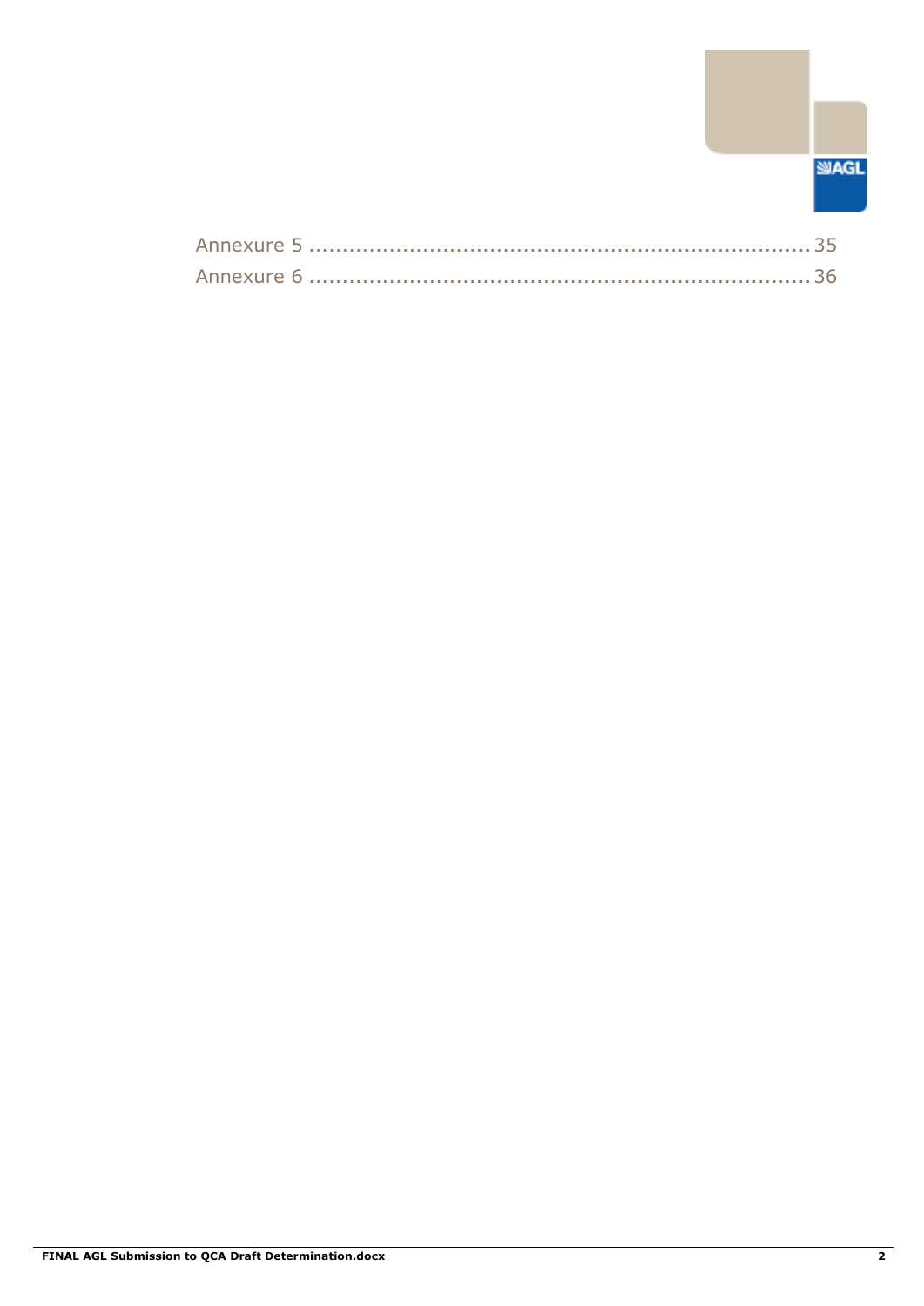Annexure 5 .......................................................................... 35

Annexure 6 .......................................................................... 36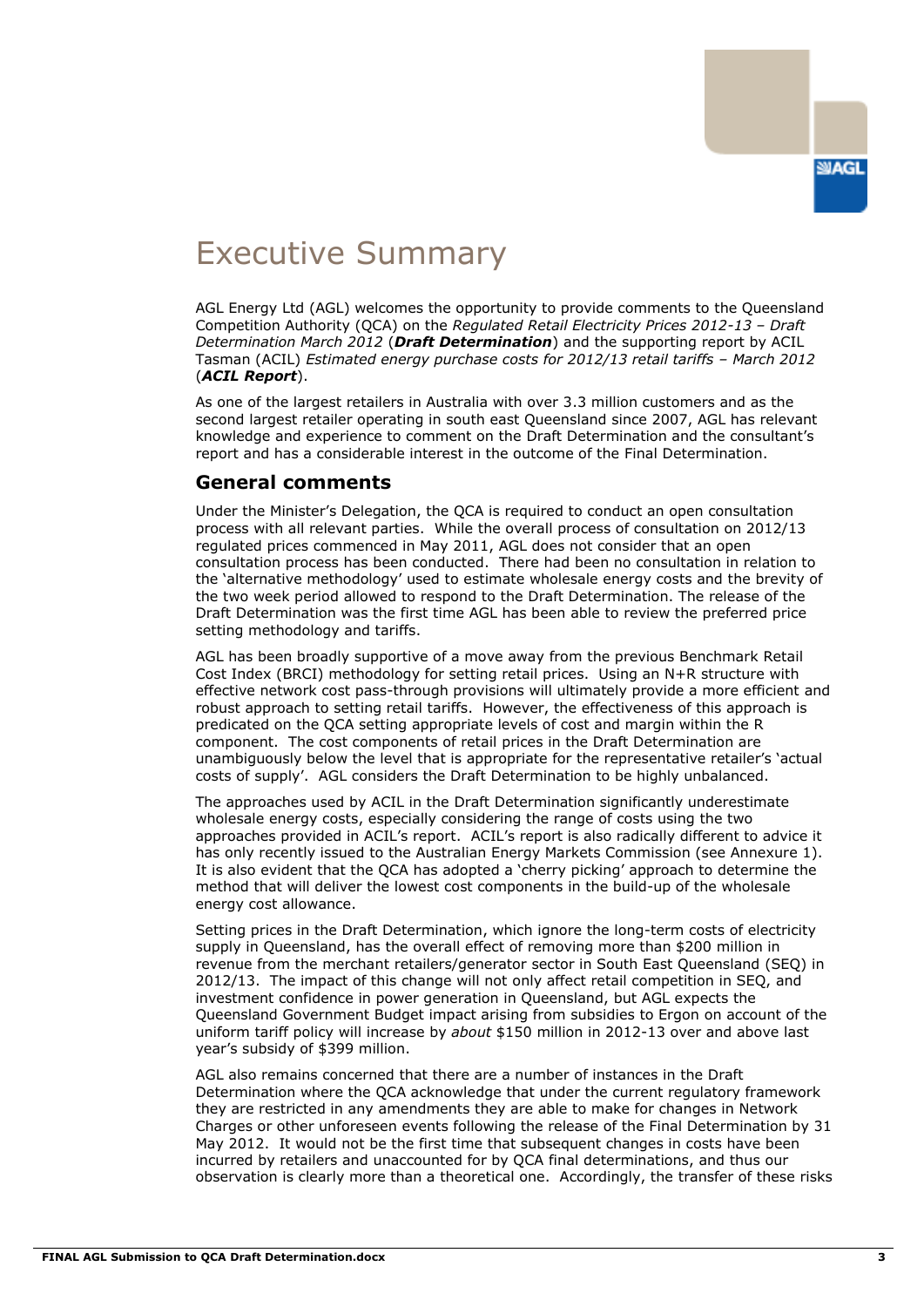# Executive Summary

AGL Energy Ltd (AGL) welcomes the opportunity to provide comments to the Queensland Competition Authority (QCA) on the *Regulated Retail Electricity Prices 2012-13 – Draft Determination March 2012* (***Draft Determination***) and the supporting report by ACIL Tasman (ACIL) *Estimated energy purchase costs for 2012/13 retail tariffs – March 2012* (***ACIL Report***).

As one of the largest retailers in Australia with over 3.3 million customers and as the second largest retailer operating in south east Queensland since 2007, AGL has relevant knowledge and experience to comment on the Draft Determination and the consultant's report and has a considerable interest in the outcome of the Final Determination.

## General comments

Under the Minister's Delegation, the QCA is required to conduct an open consultation process with all relevant parties. While the overall process of consultation on 2012/13 regulated prices commenced in May 2011, AGL does not consider that an open consultation process has been conducted. There had been no consultation in relation to the 'alternative methodology' used to estimate wholesale energy costs and the brevity of the two week period allowed to respond to the Draft Determination. The release of the Draft Determination was the first time AGL has been able to review the preferred price setting methodology and tariffs.

AGL has been broadly supportive of a move away from the previous Benchmark Retail Cost Index (BRCI) methodology for setting retail prices. Using an N+R structure with effective network cost pass-through provisions will ultimately provide a more efficient and robust approach to setting retail tariffs. However, the effectiveness of this approach is predicated on the QCA setting appropriate levels of cost and margin within the R component. The cost components of retail prices in the Draft Determination are unambiguously below the level that is appropriate for the representative retailer's 'actual costs of supply'. AGL considers the Draft Determination to be highly unbalanced.

The approaches used by ACIL in the Draft Determination significantly underestimate wholesale energy costs, especially considering the range of costs using the two approaches provided in ACIL's report. ACIL's report is also radically different to advice it has only recently issued to the Australian Energy Markets Commission (see Annexure 1). It is also evident that the QCA has adopted a 'cherry picking' approach to determine the method that will deliver the lowest cost components in the build-up of the wholesale energy cost allowance.

Setting prices in the Draft Determination, which ignore the long-term costs of electricity supply in Queensland, has the overall effect of removing more than $200 million in revenue from the merchant retailers/generator sector in South East Queensland (SEQ) in 2012/13. The impact of this change will not only affect retail competition in SEQ, and investment confidence in power generation in Queensland, but AGL expects the Queensland Government Budget impact arising from subsidies to Ergon on account of the uniform tariff policy will increase by *about* $150 million in 2012-13 over and above last year's subsidy of $399 million.

AGL also remains concerned that there are a number of instances in the Draft Determination where the QCA acknowledge that under the current regulatory framework they are restricted in any amendments they are able to make for changes in Network Charges or other unforeseen events following the release of the Final Determination by 31 May 2012. It would not be the first time that subsequent changes in costs have been incurred by retailers and unaccounted for by QCA final determinations, and thus our observation is clearly more than a theoretical one. Accordingly, the transfer of these risks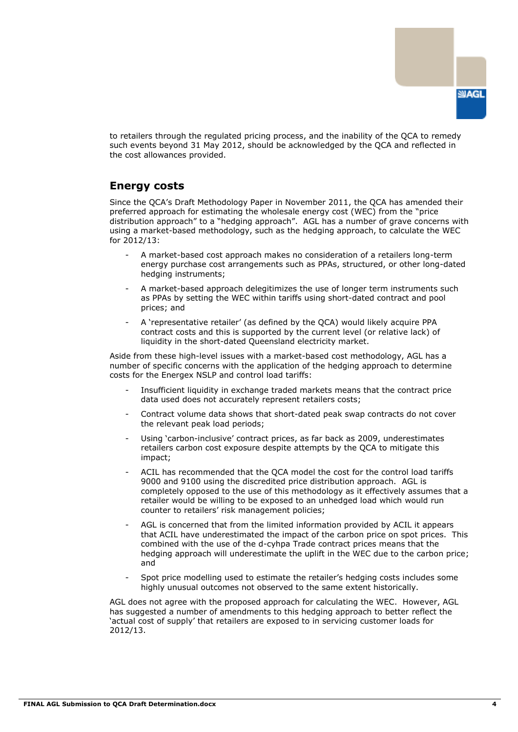to retailers through the regulated pricing process, and the inability of the QCA to remedy such events beyond 31 May 2012, should be acknowledged by the QCA and reflected in the cost allowances provided.

## Energy costs

Since the QCA's Draft Methodology Paper in November 2011, the QCA has amended their preferred approach for estimating the wholesale energy cost (WEC) from the "price distribution approach" to a "hedging approach". AGL has a number of grave concerns with using a market-based methodology, such as the hedging approach, to calculate the WEC for 2012/13:

- A market-based cost approach makes no consideration of a retailers long-term energy purchase cost arrangements such as PPAs, structured, or other long-dated hedging instruments;
- A market-based approach delegitimizes the use of longer term instruments such as PPAs by setting the WEC within tariffs using short-dated contract and pool prices; and
- A 'representative retailer' (as defined by the QCA) would likely acquire PPA contract costs and this is supported by the current level (or relative lack) of liquidity in the short-dated Queensland electricity market.

Aside from these high-level issues with a market-based cost methodology, AGL has a number of specific concerns with the application of the hedging approach to determine costs for the Energex NSLP and control load tariffs:

- Insufficient liquidity in exchange traded markets means that the contract price data used does not accurately represent retailers costs;
- Contract volume data shows that short-dated peak swap contracts do not cover the relevant peak load periods;
- Using 'carbon-inclusive' contract prices, as far back as 2009, underestimates retailers carbon cost exposure despite attempts by the QCA to mitigate this impact;
- ACIL has recommended that the QCA model the cost for the control load tariffs 9000 and 9100 using the discredited price distribution approach. AGL is completely opposed to the use of this methodology as it effectively assumes that a retailer would be willing to be exposed to an unhedged load which would run counter to retailers' risk management policies;
- AGL is concerned that from the limited information provided by ACIL it appears that ACIL have underestimated the impact of the carbon price on spot prices. This combined with the use of the d-cyhpa Trade contract prices means that the hedging approach will underestimate the uplift in the WEC due to the carbon price; and
- Spot price modelling used to estimate the retailer's hedging costs includes some highly unusual outcomes not observed to the same extent historically.

AGL does not agree with the proposed approach for calculating the WEC. However, AGL has suggested a number of amendments to this hedging approach to better reflect the 'actual cost of supply' that retailers are exposed to in servicing customer loads for 2012/13.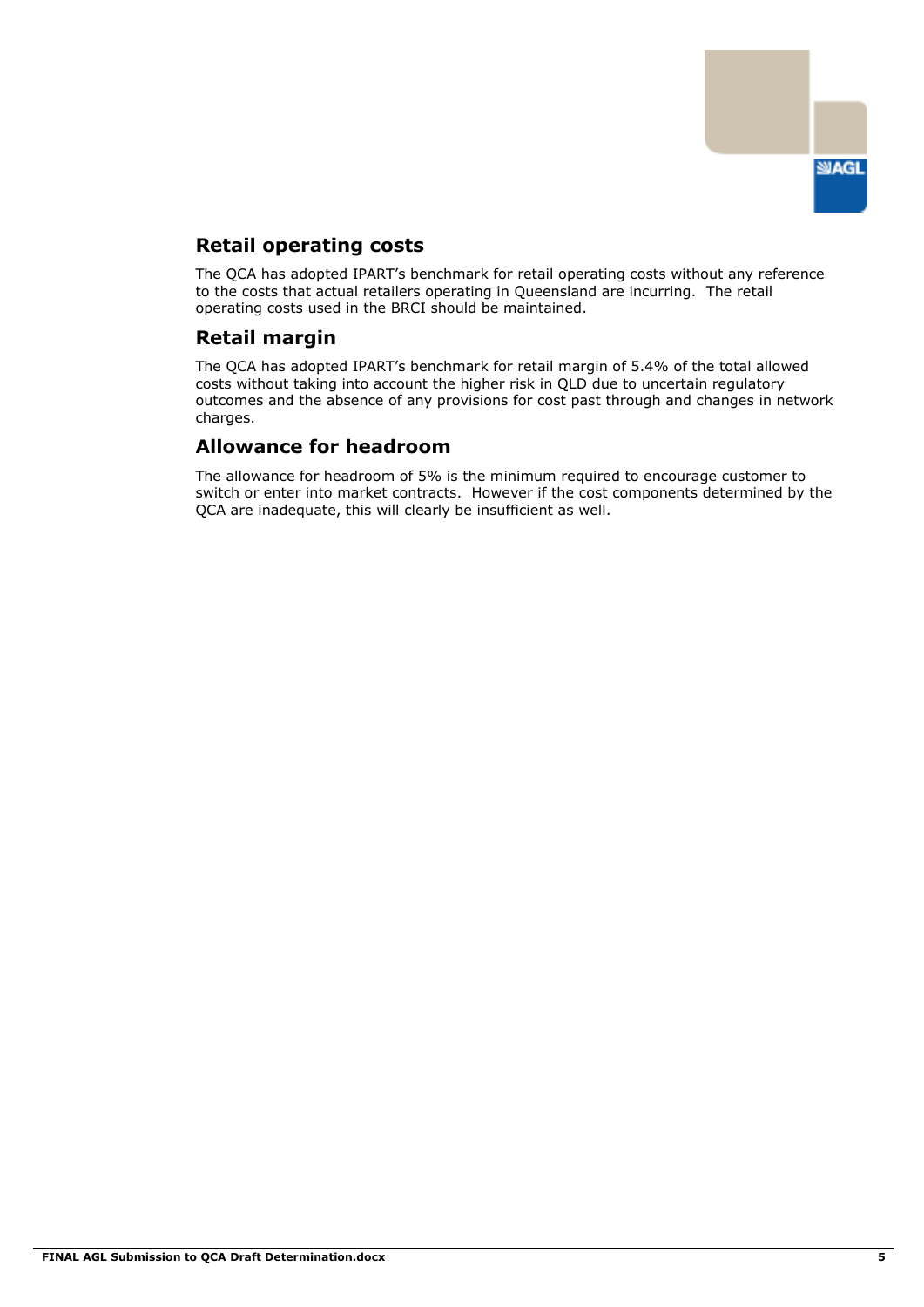## Retail operating costs

The QCA has adopted IPART's benchmark for retail operating costs without any reference to the costs that actual retailers operating in Queensland are incurring. The retail operating costs used in the BRCI should be maintained.

## Retail margin

The QCA has adopted IPART's benchmark for retail margin of 5.4% of the total allowed costs without taking into account the higher risk in QLD due to uncertain regulatory outcomes and the absence of any provisions for cost past through and changes in network charges.

## Allowance for headroom

The allowance for headroom of 5% is the minimum required to encourage customer to switch or enter into market contracts. However if the cost components determined by the QCA are inadequate, this will clearly be insufficient as well.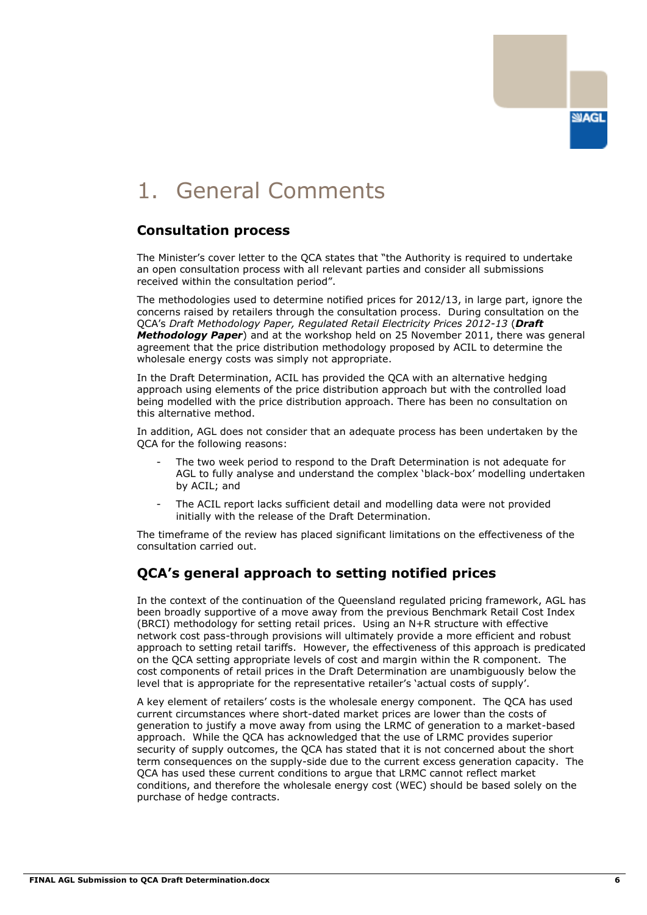# 1. General Comments

## Consultation process

The Minister's cover letter to the QCA states that "the Authority is required to undertake an open consultation process with all relevant parties and consider all submissions received within the consultation period".

The methodologies used to determine notified prices for 2012/13, in large part, ignore the concerns raised by retailers through the consultation process. During consultation on the QCA's *Draft Methodology Paper, Regulated Retail Electricity Prices 2012-13* (***Draft Methodology Paper***) and at the workshop held on 25 November 2011, there was general agreement that the price distribution methodology proposed by ACIL to determine the wholesale energy costs was simply not appropriate.

In the Draft Determination, ACIL has provided the QCA with an alternative hedging approach using elements of the price distribution approach but with the controlled load being modelled with the price distribution approach. There has been no consultation on this alternative method.

In addition, AGL does not consider that an adequate process has been undertaken by the QCA for the following reasons:

- The two week period to respond to the Draft Determination is not adequate for AGL to fully analyse and understand the complex 'black-box' modelling undertaken by ACIL; and
- The ACIL report lacks sufficient detail and modelling data were not provided initially with the release of the Draft Determination.

The timeframe of the review has placed significant limitations on the effectiveness of the consultation carried out.

## QCA's general approach to setting notified prices

In the context of the continuation of the Queensland regulated pricing framework, AGL has been broadly supportive of a move away from the previous Benchmark Retail Cost Index (BRCI) methodology for setting retail prices. Using an N+R structure with effective network cost pass-through provisions will ultimately provide a more efficient and robust approach to setting retail tariffs. However, the effectiveness of this approach is predicated on the QCA setting appropriate levels of cost and margin within the R component. The cost components of retail prices in the Draft Determination are unambiguously below the level that is appropriate for the representative retailer's 'actual costs of supply'.

A key element of retailers' costs is the wholesale energy component. The QCA has used current circumstances where short-dated market prices are lower than the costs of generation to justify a move away from using the LRMC of generation to a market-based approach. While the QCA has acknowledged that the use of LRMC provides superior security of supply outcomes, the QCA has stated that it is not concerned about the short term consequences on the supply-side due to the current excess generation capacity. The QCA has used these current conditions to argue that LRMC cannot reflect market conditions, and therefore the wholesale energy cost (WEC) should be based solely on the purchase of hedge contracts.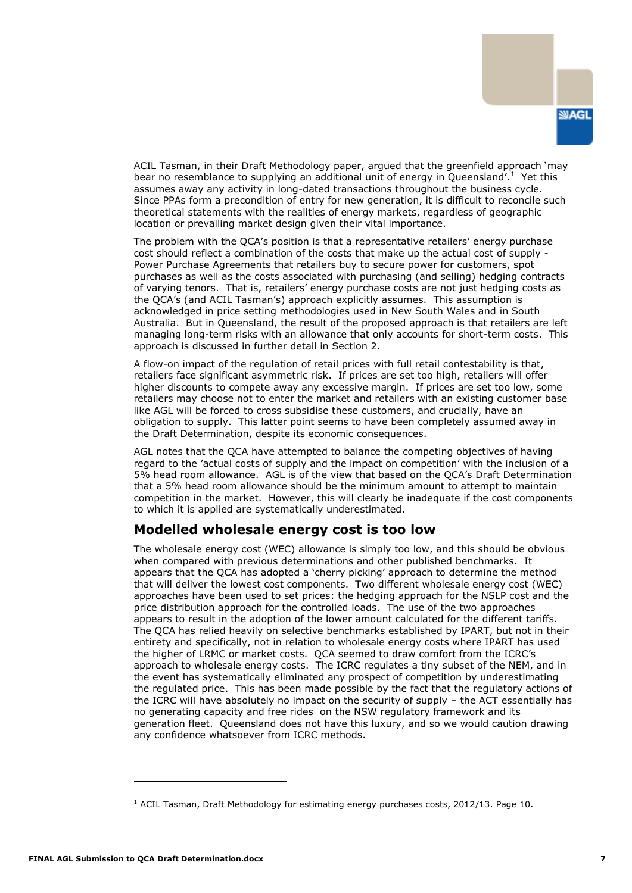ACIL Tasman, in their Draft Methodology paper, argued that the greenfield approach 'may bear no resemblance to supplying an additional unit of energy in Queensland'.[1] Yet this assumes away any activity in long-dated transactions throughout the business cycle. Since PPAs form a precondition of entry for new generation, it is difficult to reconcile such theoretical statements with the realities of energy markets, regardless of geographic location or prevailing market design given their vital importance.

The problem with the QCA's position is that a representative retailers' energy purchase cost should reflect a combination of the costs that make up the actual cost of supply - Power Purchase Agreements that retailers buy to secure power for customers, spot purchases as well as the costs associated with purchasing (and selling) hedging contracts of varying tenors. That is, retailers' energy purchase costs are not just hedging costs as the QCA's (and ACIL Tasman's) approach explicitly assumes. This assumption is acknowledged in price setting methodologies used in New South Wales and in South Australia. But in Queensland, the result of the proposed approach is that retailers are left managing long-term risks with an allowance that only accounts for short-term costs. This approach is discussed in further detail in Section 2.

A flow-on impact of the regulation of retail prices with full retail contestability is that, retailers face significant asymmetric risk. If prices are set too high, retailers will offer higher discounts to compete away any excessive margin. If prices are set too low, some retailers may choose not to enter the market and retailers with an existing customer base like AGL will be forced to cross subsidise these customers, and crucially, have an obligation to supply. This latter point seems to have been completely assumed away in the Draft Determination, despite its economic consequences.

AGL notes that the QCA have attempted to balance the competing objectives of having regard to the 'actual costs of supply and the impact on competition' with the inclusion of a 5% head room allowance. AGL is of the view that based on the QCA's Draft Determination that a 5% head room allowance should be the minimum amount to attempt to maintain competition in the market. However, this will clearly be inadequate if the cost components to which it is applied are systematically underestimated.

## Modelled wholesale energy cost is too low

The wholesale energy cost (WEC) allowance is simply too low, and this should be obvious when compared with previous determinations and other published benchmarks. It appears that the QCA has adopted a 'cherry picking' approach to determine the method that will deliver the lowest cost components. Two different wholesale energy cost (WEC) approaches have been used to set prices: the hedging approach for the NSLP cost and the price distribution approach for the controlled loads. The use of the two approaches appears to result in the adoption of the lower amount calculated for the different tariffs. The QCA has relied heavily on selective benchmarks established by IPART, but not in their entirety and specifically, not in relation to wholesale energy costs where IPART has used the higher of LRMC or market costs. QCA seemed to draw comfort from the ICRC's approach to wholesale energy costs. The ICRC regulates a tiny subset of the NEM, and in the event has systematically eliminated any prospect of competition by underestimating the regulated price. This has been made possible by the fact that the regulatory actions of the ICRC will have absolutely no impact on the security of supply – the ACT essentially has no generating capacity and free rides on the NSW regulatory framework and its generation fleet. Queensland does not have this luxury, and so we would caution drawing any confidence whatsoever from ICRC methods.

[1] ACIL Tasman, Draft Methodology for estimating energy purchases costs, 2012/13. Page 10.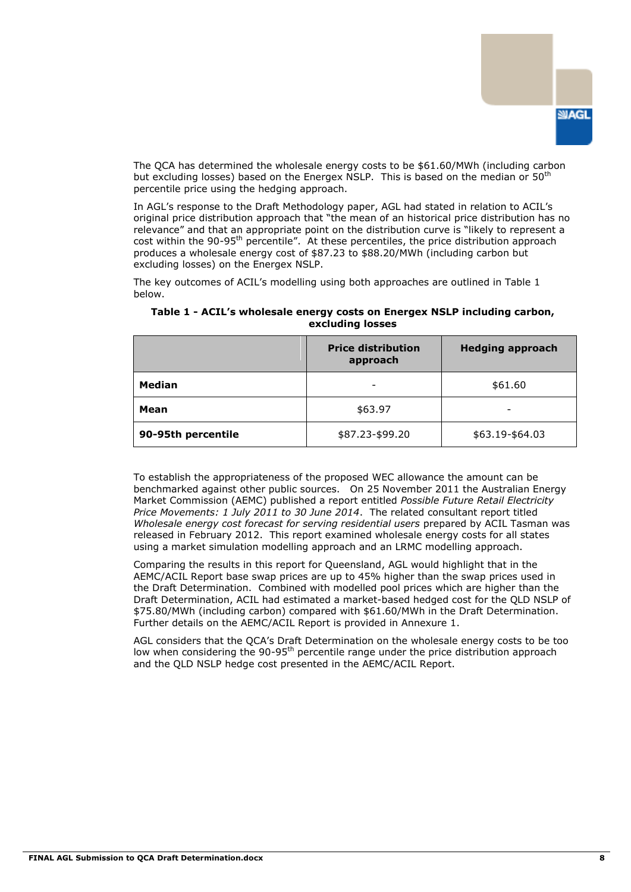The QCA has determined the wholesale energy costs to be \$61.60/MWh (including carbon but excluding losses) based on the Energex NSLP. This is based on the median or 50$^{th}$ percentile price using the hedging approach.

In AGL's response to the Draft Methodology paper, AGL had stated in relation to ACIL's original price distribution approach that "the mean of an historical price distribution has no relevance" and that an appropriate point on the distribution curve is "likely to represent a cost within the 90-95$^{th}$ percentile". At these percentiles, the price distribution approach produces a wholesale energy cost of \$87.23 to \$88.20/MWh (including carbon but excluding losses) on the Energex NSLP.

The key outcomes of ACIL's modelling using both approaches are outlined in Table 1 below.

**Table 1 - ACIL's wholesale energy costs on Energex NSLP including carbon, excluding losses**

| | Price distribution approach | Hedging approach |
|---|---|---|
| **Median** | - | \$61.60 |
| **Mean** | \$63.97 | - |
| **90-95th percentile** | \$87.23-\$99.20 | \$63.19-\$64.03 |

To establish the appropriateness of the proposed WEC allowance the amount can be benchmarked against other public sources. On 25 November 2011 the Australian Energy Market Commission (AEMC) published a report entitled *Possible Future Retail Electricity Price Movements: 1 July 2011 to 30 June 2014*. The related consultant report titled *Wholesale energy cost forecast for serving residential users* prepared by ACIL Tasman was released in February 2012. This report examined wholesale energy costs for all states using a market simulation modelling approach and an LRMC modelling approach.

Comparing the results in this report for Queensland, AGL would highlight that in the AEMC/ACIL Report base swap prices are up to 45% higher than the swap prices used in the Draft Determination. Combined with modelled pool prices which are higher than the Draft Determination, ACIL had estimated a market-based hedged cost for the QLD NSLP of \$75.80/MWh (including carbon) compared with \$61.60/MWh in the Draft Determination. Further details on the AEMC/ACIL Report is provided in Annexure 1.

AGL considers that the QCA's Draft Determination on the wholesale energy costs to be too low when considering the 90-95$^{th}$ percentile range under the price distribution approach and the QLD NSLP hedge cost presented in the AEMC/ACIL Report.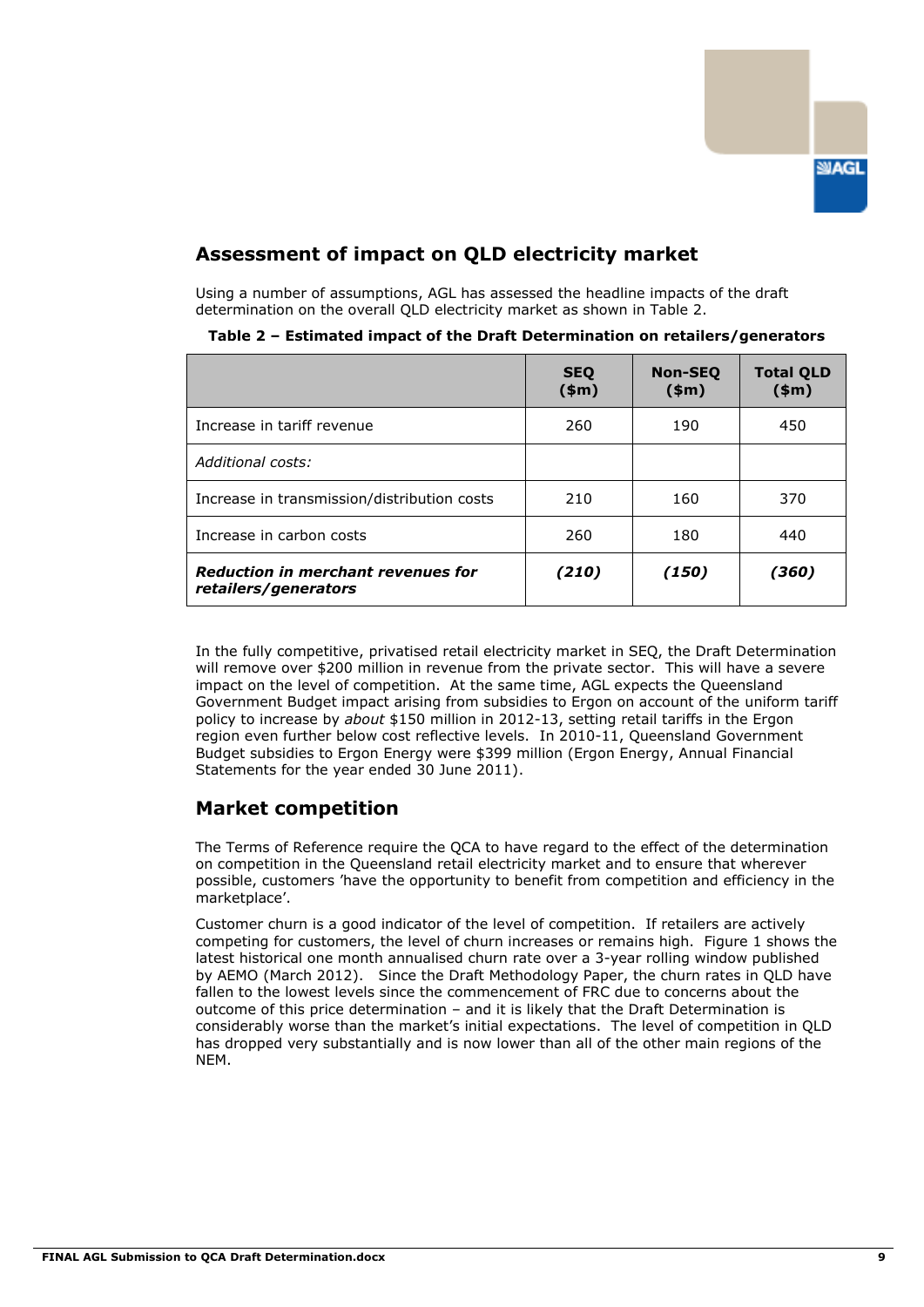## Assessment of impact on QLD electricity market

Using a number of assumptions, AGL has assessed the headline impacts of the draft determination on the overall QLD electricity market as shown in Table 2.

**Table 2 – Estimated impact of the Draft Determination on retailers/generators**

| | SEQ ($m) | Non-SEQ ($m) | Total QLD ($m) |
|---|---|---|---|
| Increase in tariff revenue | 260 | 190 | 450 |
| *Additional costs:* | | | |
| Increase in transmission/distribution costs | 210 | 160 | 370 |
| Increase in carbon costs | 260 | 180 | 440 |
| ***Reduction in merchant revenues for retailers/generators*** | ***(210)*** | ***(150)*** | ***(360)*** |

In the fully competitive, privatised retail electricity market in SEQ, the Draft Determination will remove over $200 million in revenue from the private sector. This will have a severe impact on the level of competition. At the same time, AGL expects the Queensland Government Budget impact arising from subsidies to Ergon on account of the uniform tariff policy to increase by *about* $150 million in 2012-13, setting retail tariffs in the Ergon region even further below cost reflective levels. In 2010-11, Queensland Government Budget subsidies to Ergon Energy were $399 million (Ergon Energy, Annual Financial Statements for the year ended 30 June 2011).

## Market competition

The Terms of Reference require the QCA to have regard to the effect of the determination on competition in the Queensland retail electricity market and to ensure that wherever possible, customers 'have the opportunity to benefit from competition and efficiency in the marketplace'.

Customer churn is a good indicator of the level of competition. If retailers are actively competing for customers, the level of churn increases or remains high. Figure 1 shows the latest historical one month annualised churn rate over a 3-year rolling window published by AEMO (March 2012). Since the Draft Methodology Paper, the churn rates in QLD have fallen to the lowest levels since the commencement of FRC due to concerns about the outcome of this price determination – and it is likely that the Draft Determination is considerably worse than the market's initial expectations. The level of competition in QLD has dropped very substantially and is now lower than all of the other main regions of the NEM.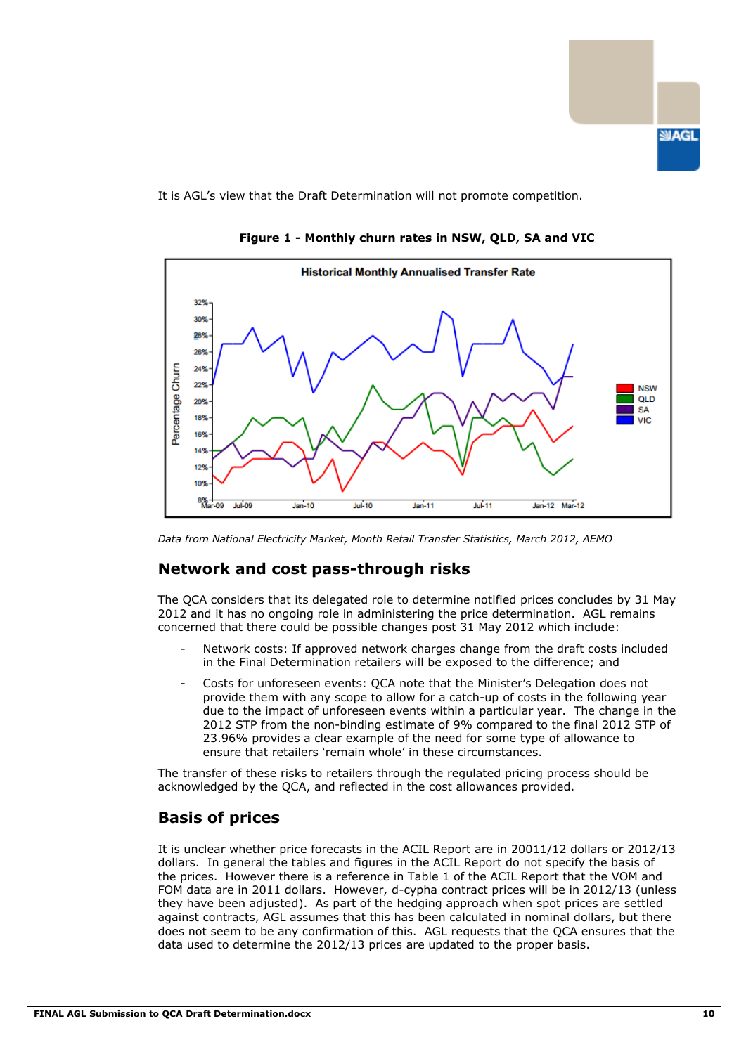It is AGL's view that the Draft Determination will not promote competition.

**Figure 1 - Monthly churn rates in NSW, QLD, SA and VIC**

*Data from National Electricity Market, Month Retail Transfer Statistics, March 2012, AEMO*

## Network and cost pass-through risks

The QCA considers that its delegated role to determine notified prices concludes by 31 May 2012 and it has no ongoing role in administering the price determination. AGL remains concerned that there could be possible changes post 31 May 2012 which include:

- Network costs: If approved network charges change from the draft costs included in the Final Determination retailers will be exposed to the difference; and
- Costs for unforeseen events: QCA note that the Minister's Delegation does not provide them with any scope to allow for a catch-up of costs in the following year due to the impact of unforeseen events within a particular year. The change in the 2012 STP from the non-binding estimate of 9% compared to the final 2012 STP of 23.96% provides a clear example of the need for some type of allowance to ensure that retailers 'remain whole' in these circumstances.

The transfer of these risks to retailers through the regulated pricing process should be acknowledged by the QCA, and reflected in the cost allowances provided.

## Basis of prices

It is unclear whether price forecasts in the ACIL Report are in 20011/12 dollars or 2012/13 dollars. In general the tables and figures in the ACIL Report do not specify the basis of the prices. However there is a reference in Table 1 of the ACIL Report that the VOM and FOM data are in 2011 dollars. However, d-cypha contract prices will be in 2012/13 (unless they have been adjusted). As part of the hedging approach when spot prices are settled against contracts, AGL assumes that this has been calculated in nominal dollars, but there does not seem to be any confirmation of this. AGL requests that the QCA ensures that the data used to determine the 2012/13 prices are updated to the proper basis.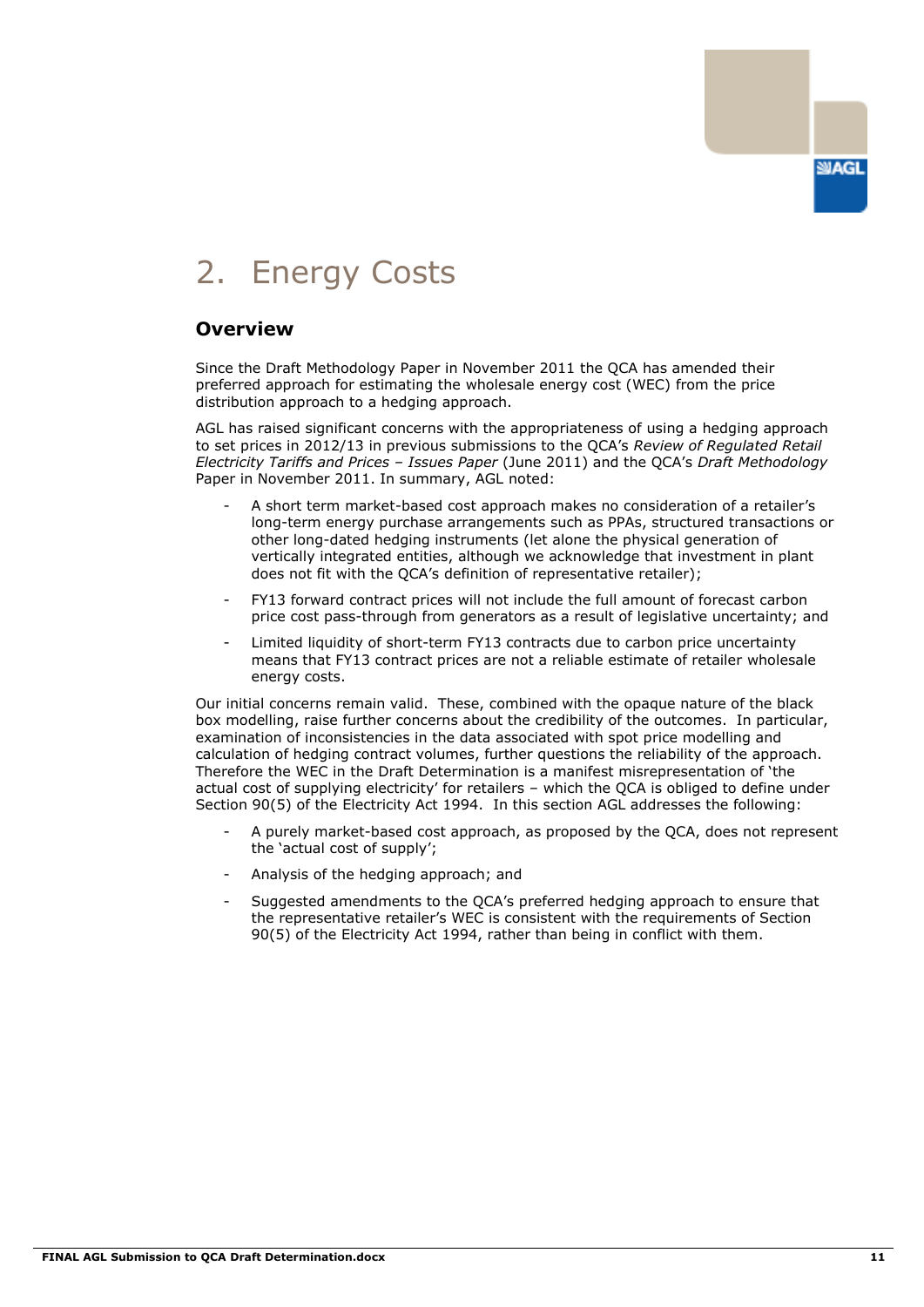# 2. Energy Costs

## Overview

Since the Draft Methodology Paper in November 2011 the QCA has amended their preferred approach for estimating the wholesale energy cost (WEC) from the price distribution approach to a hedging approach.

AGL has raised significant concerns with the appropriateness of using a hedging approach to set prices in 2012/13 in previous submissions to the QCA's *Review of Regulated Retail Electricity Tariffs and Prices – Issues Paper* (June 2011) and the QCA's *Draft Methodology* Paper in November 2011. In summary, AGL noted:

- A short term market-based cost approach makes no consideration of a retailer's long-term energy purchase arrangements such as PPAs, structured transactions or other long-dated hedging instruments (let alone the physical generation of vertically integrated entities, although we acknowledge that investment in plant does not fit with the QCA's definition of representative retailer);
- FY13 forward contract prices will not include the full amount of forecast carbon price cost pass-through from generators as a result of legislative uncertainty; and
- Limited liquidity of short-term FY13 contracts due to carbon price uncertainty means that FY13 contract prices are not a reliable estimate of retailer wholesale energy costs.

Our initial concerns remain valid. These, combined with the opaque nature of the black box modelling, raise further concerns about the credibility of the outcomes. In particular, examination of inconsistencies in the data associated with spot price modelling and calculation of hedging contract volumes, further questions the reliability of the approach. Therefore the WEC in the Draft Determination is a manifest misrepresentation of 'the actual cost of supplying electricity' for retailers – which the QCA is obliged to define under Section 90(5) of the Electricity Act 1994. In this section AGL addresses the following:

- A purely market-based cost approach, as proposed by the QCA, does not represent the 'actual cost of supply';
- Analysis of the hedging approach; and
- Suggested amendments to the QCA's preferred hedging approach to ensure that the representative retailer's WEC is consistent with the requirements of Section 90(5) of the Electricity Act 1994, rather than being in conflict with them.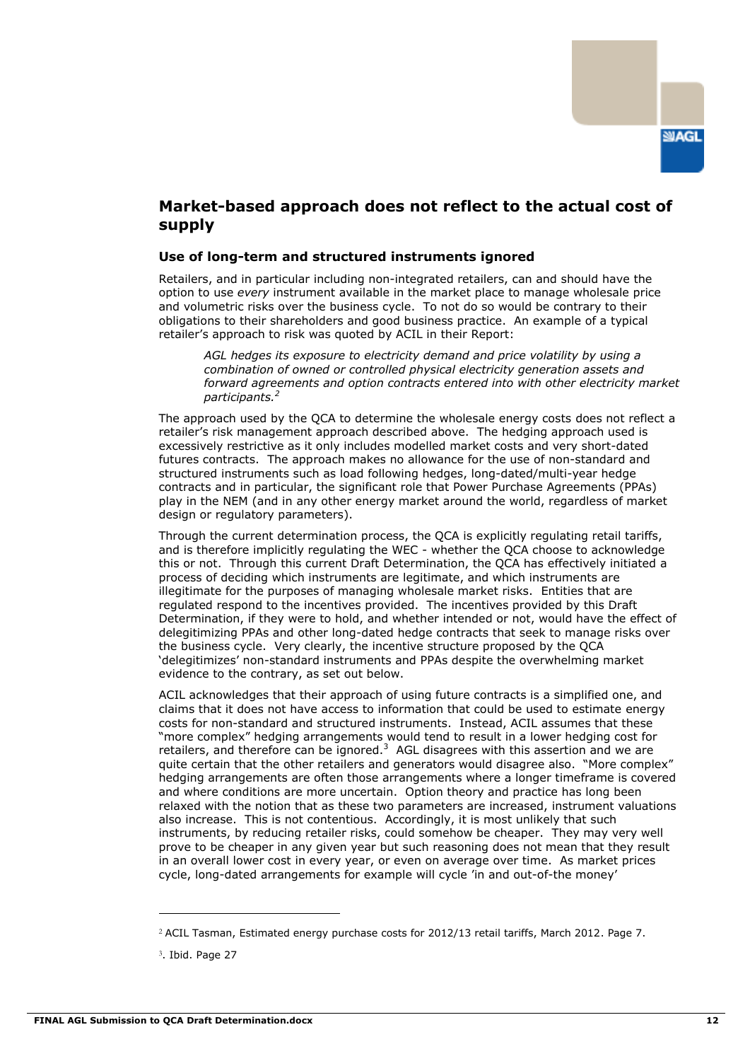## Market-based approach does not reflect to the actual cost of supply

### Use of long-term and structured instruments ignored

Retailers, and in particular including non-integrated retailers, can and should have the option to use *every* instrument available in the market place to manage wholesale price and volumetric risks over the business cycle. To not do so would be contrary to their obligations to their shareholders and good business practice. An example of a typical retailer's approach to risk was quoted by ACIL in their Report:

> *AGL hedges its exposure to electricity demand and price volatility by using a combination of owned or controlled physical electricity generation assets and forward agreements and option contracts entered into with other electricity market participants.*[2]

The approach used by the QCA to determine the wholesale energy costs does not reflect a retailer's risk management approach described above. The hedging approach used is excessively restrictive as it only includes modelled market costs and very short-dated futures contracts. The approach makes no allowance for the use of non-standard and structured instruments such as load following hedges, long-dated/multi-year hedge contracts and in particular, the significant role that Power Purchase Agreements (PPAs) play in the NEM (and in any other energy market around the world, regardless of market design or regulatory parameters).

Through the current determination process, the QCA is explicitly regulating retail tariffs, and is therefore implicitly regulating the WEC - whether the QCA choose to acknowledge this or not. Through this current Draft Determination, the QCA has effectively initiated a process of deciding which instruments are legitimate, and which instruments are illegitimate for the purposes of managing wholesale market risks. Entities that are regulated respond to the incentives provided. The incentives provided by this Draft Determination, if they were to hold, and whether intended or not, would have the effect of delegitimizing PPAs and other long-dated hedge contracts that seek to manage risks over the business cycle. Very clearly, the incentive structure proposed by the QCA 'delegitimizes' non-standard instruments and PPAs despite the overwhelming market evidence to the contrary, as set out below.

ACIL acknowledges that their approach of using future contracts is a simplified one, and claims that it does not have access to information that could be used to estimate energy costs for non-standard and structured instruments. Instead, ACIL assumes that these "more complex" hedging arrangements would tend to result in a lower hedging cost for retailers, and therefore can be ignored.[3] AGL disagrees with this assertion and we are quite certain that the other retailers and generators would disagree also. "More complex" hedging arrangements are often those arrangements where a longer timeframe is covered and where conditions are more uncertain. Option theory and practice has long been relaxed with the notion that as these two parameters are increased, instrument valuations also increase. This is not contentious. Accordingly, it is most unlikely that such instruments, by reducing retailer risks, could somehow be cheaper. They may very well prove to be cheaper in any given year but such reasoning does not mean that they result in an overall lower cost in every year, or even on average over time. As market prices cycle, long-dated arrangements for example will cycle 'in and out-of-the money'

---

[2] ACIL Tasman, Estimated energy purchase costs for 2012/13 retail tariffs, March 2012. Page 7.

[3]. Ibid. Page 27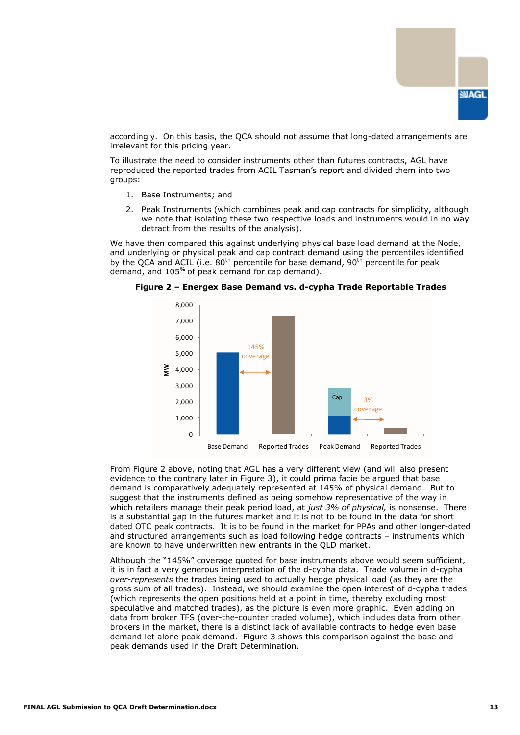accordingly. On this basis, the QCA should not assume that long-dated arrangements are irrelevant for this pricing year.

To illustrate the need to consider instruments other than futures contracts, AGL have reproduced the reported trades from ACIL Tasman's report and divided them into two groups:

1. Base Instruments; and
2. Peak Instruments (which combines peak and cap contracts for simplicity, although we note that isolating these two respective loads and instruments would in no way detract from the results of the analysis).

We have then compared this against underlying physical base load demand at the Node, and underlying or physical peak and cap contract demand using the percentiles identified by the QCA and ACIL (i.e. 80th percentile for base demand, 90th percentile for peak demand, and 105% of peak demand for cap demand).

**Figure 2 – Energex Base Demand vs. d-cypha Trade Reportable Trades**

From Figure 2 above, noting that AGL has a very different view (and will also present evidence to the contrary later in Figure 3), it could prima facie be argued that base demand is comparatively adequately represented at 145% of physical demand. But to suggest that the instruments defined as being somehow representative of the way in which retailers manage their peak period load, at *just 3% of physical,* is nonsense. There is a substantial gap in the futures market and it is not to be found in the data for short dated OTC peak contracts. It is to be found in the market for PPAs and other longer-dated and structured arrangements such as load following hedge contracts – instruments which are known to have underwritten new entrants in the QLD market.

Although the "145%" coverage quoted for base instruments above would seem sufficient, it is in fact a very generous interpretation of the d-cypha data. Trade volume in d-cypha *over-represents* the trades being used to actually hedge physical load (as they are the gross sum of all trades). Instead, we should examine the open interest of d-cypha trades (which represents the open positions held at a point in time, thereby excluding most speculative and matched trades), as the picture is even more graphic. Even adding on data from broker TFS (over-the-counter traded volume), which includes data from other brokers in the market, there is a distinct lack of available contracts to hedge even base demand let alone peak demand. Figure 3 shows this comparison against the base and peak demands used in the Draft Determination.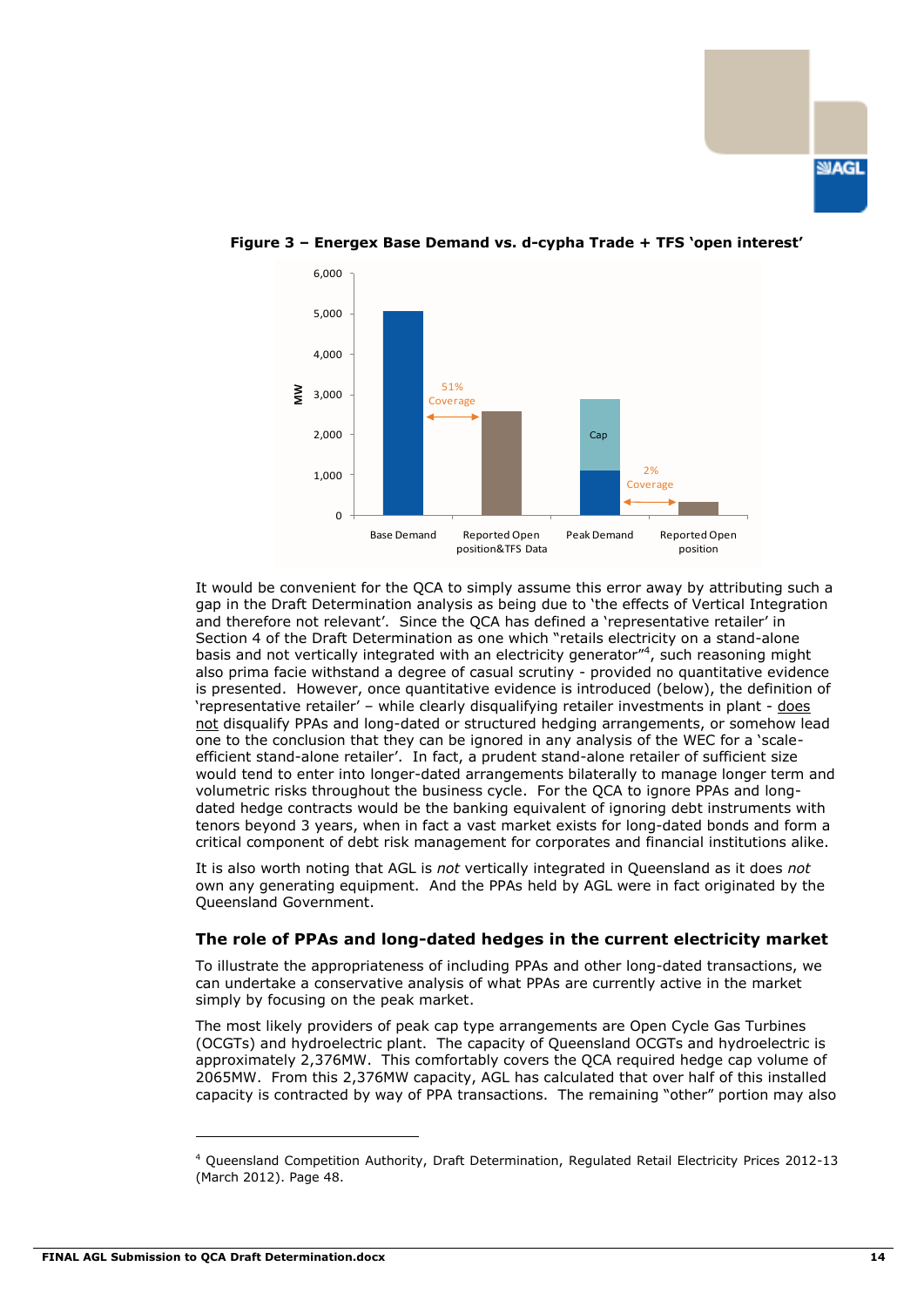**Figure 3 – Energex Base Demand vs. d-cypha Trade + TFS 'open interest'**

It would be convenient for the QCA to simply assume this error away by attributing such a gap in the Draft Determination analysis as being due to 'the effects of Vertical Integration and therefore not relevant'. Since the QCA has defined a 'representative retailer' in Section 4 of the Draft Determination as one which "retails electricity on a stand-alone basis and not vertically integrated with an electricity generator"[4], such reasoning might also prima facie withstand a degree of casual scrutiny - provided no quantitative evidence is presented. However, once quantitative evidence is introduced (below), the definition of 'representative retailer' – while clearly disqualifying retailer investments in plant - <u>does not</u> disqualify PPAs and long-dated or structured hedging arrangements, or somehow lead one to the conclusion that they can be ignored in any analysis of the WEC for a 'scale-efficient stand-alone retailer'. In fact, a prudent stand-alone retailer of sufficient size would tend to enter into longer-dated arrangements bilaterally to manage longer term and volumetric risks throughout the business cycle. For the QCA to ignore PPAs and long-dated hedge contracts would be the banking equivalent of ignoring debt instruments with tenors beyond 3 years, when in fact a vast market exists for long-dated bonds and form a critical component of debt risk management for corporates and financial institutions alike.

It is also worth noting that AGL is *not* vertically integrated in Queensland as it does *not* own any generating equipment. And the PPAs held by AGL were in fact originated by the Queensland Government.

### The role of PPAs and long-dated hedges in the current electricity market

To illustrate the appropriateness of including PPAs and other long-dated transactions, we can undertake a conservative analysis of what PPAs are currently active in the market simply by focusing on the peak market.

The most likely providers of peak cap type arrangements are Open Cycle Gas Turbines (OCGTs) and hydroelectric plant. The capacity of Queensland OCGTs and hydroelectric is approximately 2,376MW. This comfortably covers the QCA required hedge cap volume of 2065MW. From this 2,376MW capacity, AGL has calculated that over half of this installed capacity is contracted by way of PPA transactions. The remaining "other" portion may also

---

[4] Queensland Competition Authority, Draft Determination, Regulated Retail Electricity Prices 2012-13 (March 2012). Page 48.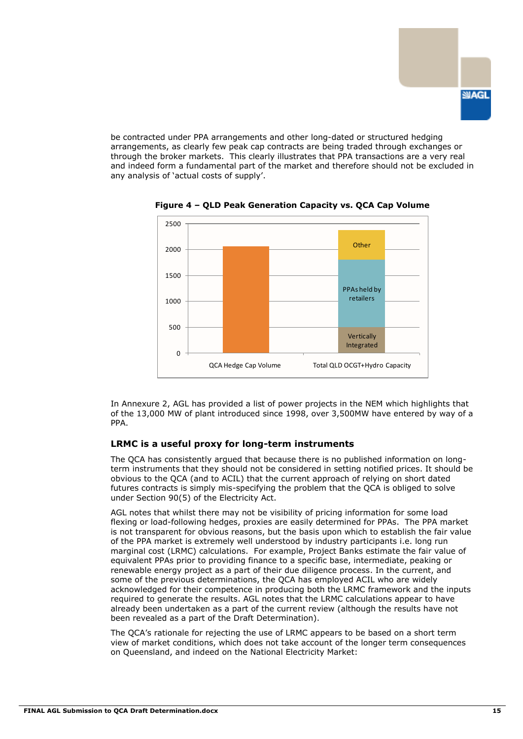be contracted under PPA arrangements and other long-dated or structured hedging arrangements, as clearly few peak cap contracts are being traded through exchanges or through the broker markets. This clearly illustrates that PPA transactions are a very real and indeed form a fundamental part of the market and therefore should not be excluded in any analysis of 'actual costs of supply'.

**Figure 4 – QLD Peak Generation Capacity vs. QCA Cap Volume**

In Annexure 2, AGL has provided a list of power projects in the NEM which highlights that of the 13,000 MW of plant introduced since 1998, over 3,500MW have entered by way of a PPA.

### LRMC is a useful proxy for long-term instruments

The QCA has consistently argued that because there is no published information on long-term instruments that they should not be considered in setting notified prices. It should be obvious to the QCA (and to ACIL) that the current approach of relying on short dated futures contracts is simply mis-specifying the problem that the QCA is obliged to solve under Section 90(5) of the Electricity Act.

AGL notes that whilst there may not be visibility of pricing information for some load flexing or load-following hedges, proxies are easily determined for PPAs. The PPA market is not transparent for obvious reasons, but the basis upon which to establish the fair value of the PPA market is extremely well understood by industry participants i.e. long run marginal cost (LRMC) calculations. For example, Project Banks estimate the fair value of equivalent PPAs prior to providing finance to a specific base, intermediate, peaking or renewable energy project as a part of their due diligence process. In the current, and some of the previous determinations, the QCA has employed ACIL who are widely acknowledged for their competence in producing both the LRMC framework and the inputs required to generate the results. AGL notes that the LRMC calculations appear to have already been undertaken as a part of the current review (although the results have not been revealed as a part of the Draft Determination).

The QCA's rationale for rejecting the use of LRMC appears to be based on a short term view of market conditions, which does not take account of the longer term consequences on Queensland, and indeed on the National Electricity Market: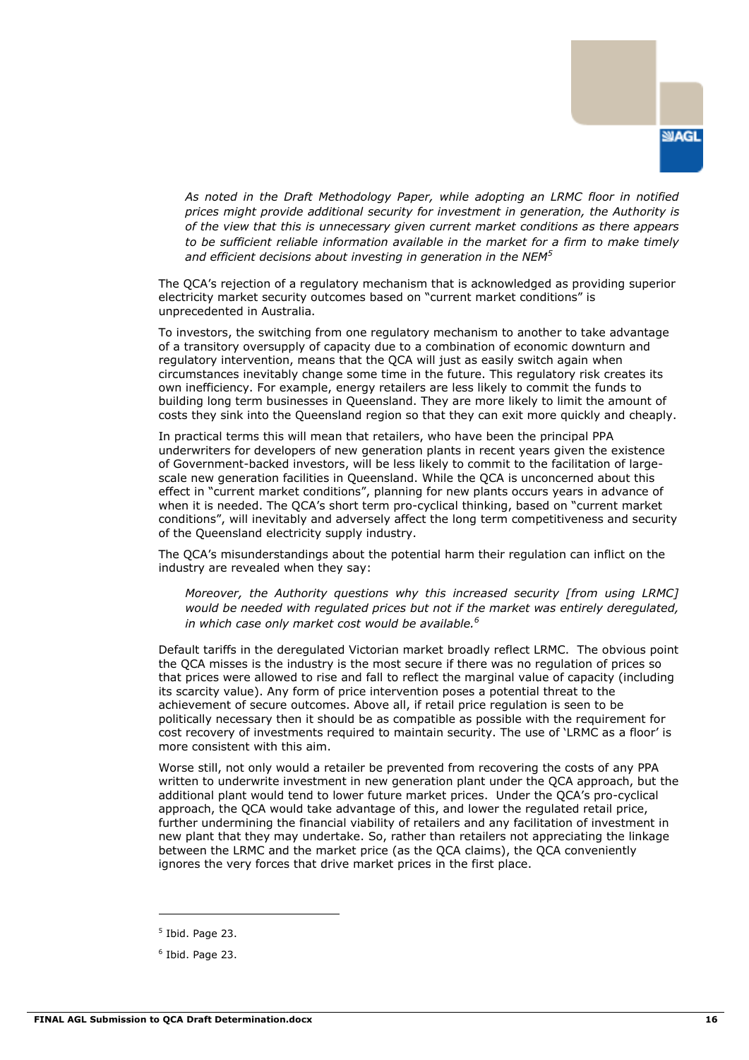> *As noted in the Draft Methodology Paper, while adopting an LRMC floor in notified prices might provide additional security for investment in generation, the Authority is of the view that this is unnecessary given current market conditions as there appears to be sufficient reliable information available in the market for a firm to make timely and efficient decisions about investing in generation in the NEM*[5]

The QCA's rejection of a regulatory mechanism that is acknowledged as providing superior electricity market security outcomes based on "current market conditions" is unprecedented in Australia.

To investors, the switching from one regulatory mechanism to another to take advantage of a transitory oversupply of capacity due to a combination of economic downturn and regulatory intervention, means that the QCA will just as easily switch again when circumstances inevitably change some time in the future. This regulatory risk creates its own inefficiency. For example, energy retailers are less likely to commit the funds to building long term businesses in Queensland. They are more likely to limit the amount of costs they sink into the Queensland region so that they can exit more quickly and cheaply.

In practical terms this will mean that retailers, who have been the principal PPA underwriters for developers of new generation plants in recent years given the existence of Government-backed investors, will be less likely to commit to the facilitation of large-scale new generation facilities in Queensland. While the QCA is unconcerned about this effect in "current market conditions", planning for new plants occurs years in advance of when it is needed. The QCA's short term pro-cyclical thinking, based on "current market conditions", will inevitably and adversely affect the long term competitiveness and security of the Queensland electricity supply industry.

The QCA's misunderstandings about the potential harm their regulation can inflict on the industry are revealed when they say:

> *Moreover, the Authority questions why this increased security [from using LRMC] would be needed with regulated prices but not if the market was entirely deregulated, in which case only market cost would be available.*[6]

Default tariffs in the deregulated Victorian market broadly reflect LRMC. The obvious point the QCA misses is the industry is the most secure if there was no regulation of prices so that prices were allowed to rise and fall to reflect the marginal value of capacity (including its scarcity value). Any form of price intervention poses a potential threat to the achievement of secure outcomes. Above all, if retail price regulation is seen to be politically necessary then it should be as compatible as possible with the requirement for cost recovery of investments required to maintain security. The use of 'LRMC as a floor' is more consistent with this aim.

Worse still, not only would a retailer be prevented from recovering the costs of any PPA written to underwrite investment in new generation plant under the QCA approach, but the additional plant would tend to lower future market prices. Under the QCA's pro-cyclical approach, the QCA would take advantage of this, and lower the regulated retail price, further undermining the financial viability of retailers and any facilitation of investment in new plant that they may undertake. So, rather than retailers not appreciating the linkage between the LRMC and the market price (as the QCA claims), the QCA conveniently ignores the very forces that drive market prices in the first place.

---

[5] Ibid. Page 23.

[6] Ibid. Page 23.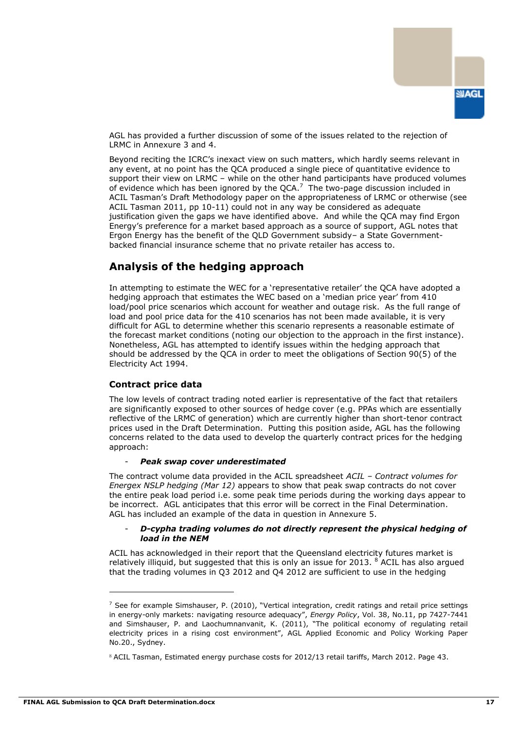AGL has provided a further discussion of some of the issues related to the rejection of LRMC in Annexure 3 and 4.

Beyond reciting the ICRC's inexact view on such matters, which hardly seems relevant in any event, at no point has the QCA produced a single piece of quantitative evidence to support their view on LRMC – while on the other hand participants have produced volumes of evidence which has been ignored by the QCA.[7] The two-page discussion included in ACIL Tasman's Draft Methodology paper on the appropriateness of LRMC or otherwise (see ACIL Tasman 2011, pp 10-11) could not in any way be considered as adequate justification given the gaps we have identified above. And while the QCA may find Ergon Energy's preference for a market based approach as a source of support, AGL notes that Ergon Energy has the benefit of the QLD Government subsidy– a State Government-backed financial insurance scheme that no private retailer has access to.

## Analysis of the hedging approach

In attempting to estimate the WEC for a 'representative retailer' the QCA have adopted a hedging approach that estimates the WEC based on a 'median price year' from 410 load/pool price scenarios which account for weather and outage risk. As the full range of load and pool price data for the 410 scenarios has not been made available, it is very difficult for AGL to determine whether this scenario represents a reasonable estimate of the forecast market conditions (noting our objection to the approach in the first instance). Nonetheless, AGL has attempted to identify issues within the hedging approach that should be addressed by the QCA in order to meet the obligations of Section 90(5) of the Electricity Act 1994.

### Contract price data

The low levels of contract trading noted earlier is representative of the fact that retailers are significantly exposed to other sources of hedge cover (e.g. PPAs which are essentially reflective of the LRMC of generation) which are currently higher than short-tenor contract prices used in the Draft Determination. Putting this position aside, AGL has the following concerns related to the data used to develop the quarterly contract prices for the hedging approach:

- ***Peak swap cover underestimated***

The contract volume data provided in the ACIL spreadsheet *ACIL – Contract volumes for Energex NSLP hedging (Mar 12)* appears to show that peak swap contracts do not cover the entire peak load period i.e. some peak time periods during the working days appear to be incorrect. AGL anticipates that this error will be correct in the Final Determination. AGL has included an example of the data in question in Annexure 5.

- ***D-cypha trading volumes do not directly represent the physical hedging of load in the NEM***

ACIL has acknowledged in their report that the Queensland electricity futures market is relatively illiquid, but suggested that this is only an issue for 2013. [8] ACIL has also argued that the trading volumes in Q3 2012 and Q4 2012 are sufficient to use in the hedging

---

[7] See for example Simshauser, P. (2010), "Vertical integration, credit ratings and retail price settings in energy-only markets: navigating resource adequacy", *Energy Policy*, Vol. 38, No.11, pp 7427-7441 and Simshauser, P. and Laochumnanvanit, K. (2011), "The political economy of regulating retail electricity prices in a rising cost environment", AGL Applied Economic and Policy Working Paper No.20., Sydney.

[8] ACIL Tasman, Estimated energy purchase costs for 2012/13 retail tariffs, March 2012. Page 43.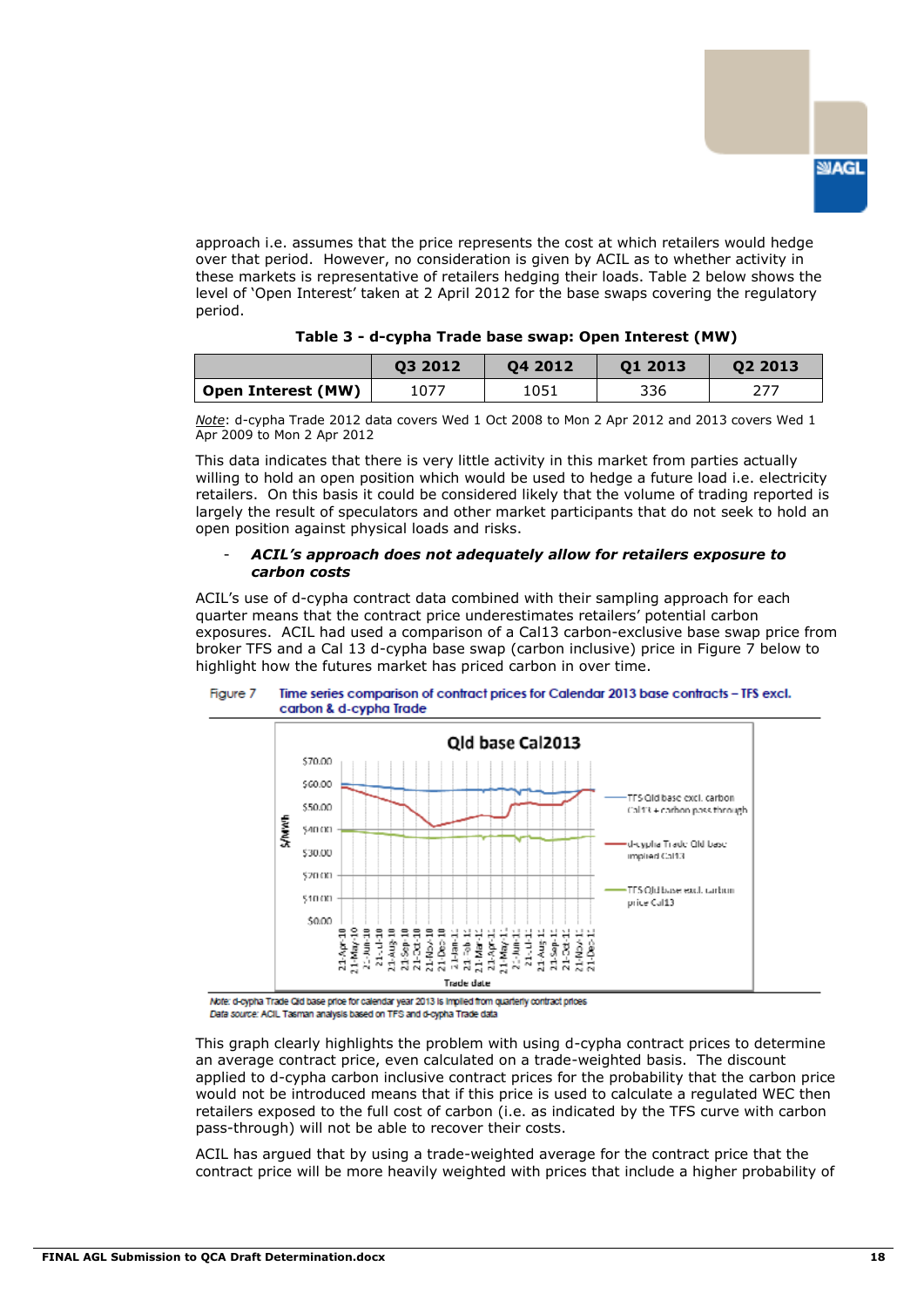approach i.e. assumes that the price represents the cost at which retailers would hedge over that period. However, no consideration is given by ACIL as to whether activity in these markets is representative of retailers hedging their loads. Table 2 below shows the level of 'Open Interest' taken at 2 April 2012 for the base swaps covering the regulatory period.

**Table 3 - d-cypha Trade base swap: Open Interest (MW)**

| | Q3 2012 | Q4 2012 | Q1 2013 | Q2 2013 |
|---|---|---|---|---|
| **Open Interest (MW)** | 1077 | 1051 | 336 | 277 |

*Note*: d-cypha Trade 2012 data covers Wed 1 Oct 2008 to Mon 2 Apr 2012 and 2013 covers Wed 1 Apr 2009 to Mon 2 Apr 2012

This data indicates that there is very little activity in this market from parties actually willing to hold an open position which would be used to hedge a future load i.e. electricity retailers. On this basis it could be considered likely that the volume of trading reported is largely the result of speculators and other market participants that do not seek to hold an open position against physical loads and risks.

- ***ACIL's approach does not adequately allow for retailers exposure to carbon costs***

ACIL's use of d-cypha contract data combined with their sampling approach for each quarter means that the contract price underestimates retailers' potential carbon exposures. ACIL had used a comparison of a Cal13 carbon-exclusive base swap price from broker TFS and a Cal 13 d-cypha base swap (carbon inclusive) price in Figure 7 below to highlight how the futures market has priced carbon in over time.

Figure 7 Time series comparison of contract prices for Calendar 2013 base contracts – TFS excl. carbon & d-cypha Trade

Note: d-cypha Trade Qld base price for calendar year 2013 is implied from quarterly contract prices
Data source: ACIL Tasman analysis based on TFS and d-cypha Trade data

This graph clearly highlights the problem with using d-cypha contract prices to determine an average contract price, even calculated on a trade-weighted basis. The discount applied to d-cypha carbon inclusive contract prices for the probability that the carbon price would not be introduced means that if this price is used to calculate a regulated WEC then retailers exposed to the full cost of carbon (i.e. as indicated by the TFS curve with carbon pass-through) will not be able to recover their costs.

ACIL has argued that by using a trade-weighted average for the contract price that the contract price will be more heavily weighted with prices that include a higher probability of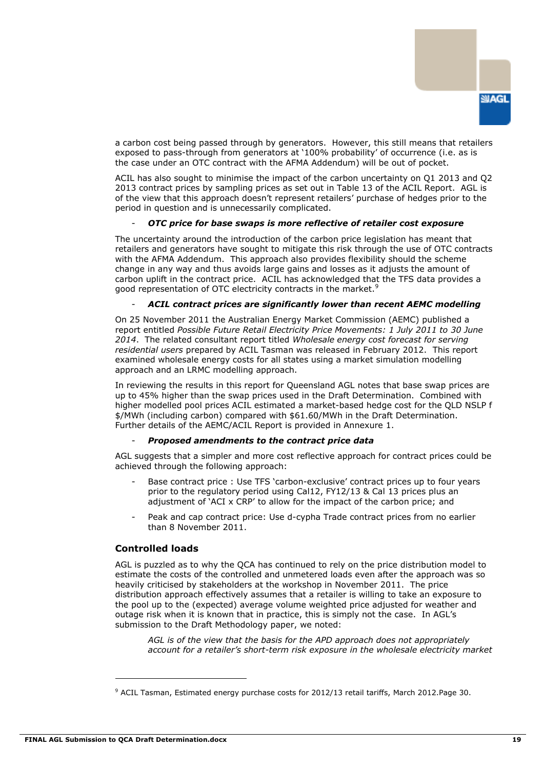a carbon cost being passed through by generators. However, this still means that retailers exposed to pass-through from generators at '100% probability' of occurrence (i.e. as is the case under an OTC contract with the AFMA Addendum) will be out of pocket.

ACIL has also sought to minimise the impact of the carbon uncertainty on Q1 2013 and Q2 2013 contract prices by sampling prices as set out in Table 13 of the ACIL Report. AGL is of the view that this approach doesn't represent retailers' purchase of hedges prior to the period in question and is unnecessarily complicated.

- ***OTC price for base swaps is more reflective of retailer cost exposure***

The uncertainty around the introduction of the carbon price legislation has meant that retailers and generators have sought to mitigate this risk through the use of OTC contracts with the AFMA Addendum. This approach also provides flexibility should the scheme change in any way and thus avoids large gains and losses as it adjusts the amount of carbon uplift in the contract price. ACIL has acknowledged that the TFS data provides a good representation of OTC electricity contracts in the market.[9]

- ***ACIL contract prices are significantly lower than recent AEMC modelling***

On 25 November 2011 the Australian Energy Market Commission (AEMC) published a report entitled *Possible Future Retail Electricity Price Movements: 1 July 2011 to 30 June 2014*. The related consultant report titled *Wholesale energy cost forecast for serving residential users* prepared by ACIL Tasman was released in February 2012. This report examined wholesale energy costs for all states using a market simulation modelling approach and an LRMC modelling approach.

In reviewing the results in this report for Queensland AGL notes that base swap prices are up to 45% higher than the swap prices used in the Draft Determination. Combined with higher modelled pool prices ACIL estimated a market-based hedge cost for the QLD NSLP f $/MWh (including carbon) compared with $61.60/MWh in the Draft Determination. Further details of the AEMC/ACIL Report is provided in Annexure 1.

- ***Proposed amendments to the contract price data***

AGL suggests that a simpler and more cost reflective approach for contract prices could be achieved through the following approach:

- Base contract price : Use TFS 'carbon-exclusive' contract prices up to four years prior to the regulatory period using Cal12, FY12/13 & Cal 13 prices plus an adjustment of 'ACI x CRP' to allow for the impact of the carbon price; and
- Peak and cap contract price: Use d-cypha Trade contract prices from no earlier than 8 November 2011.

### Controlled loads

AGL is puzzled as to why the QCA has continued to rely on the price distribution model to estimate the costs of the controlled and unmetered loads even after the approach was so heavily criticised by stakeholders at the workshop in November 2011. The price distribution approach effectively assumes that a retailer is willing to take an exposure to the pool up to the (expected) average volume weighted price adjusted for weather and outage risk when it is known that in practice, this is simply not the case. In AGL's submission to the Draft Methodology paper, we noted:

> *AGL is of the view that the basis for the APD approach does not appropriately account for a retailer's short-term risk exposure in the wholesale electricity market*

---

[9] ACIL Tasman, Estimated energy purchase costs for 2012/13 retail tariffs, March 2012.Page 30.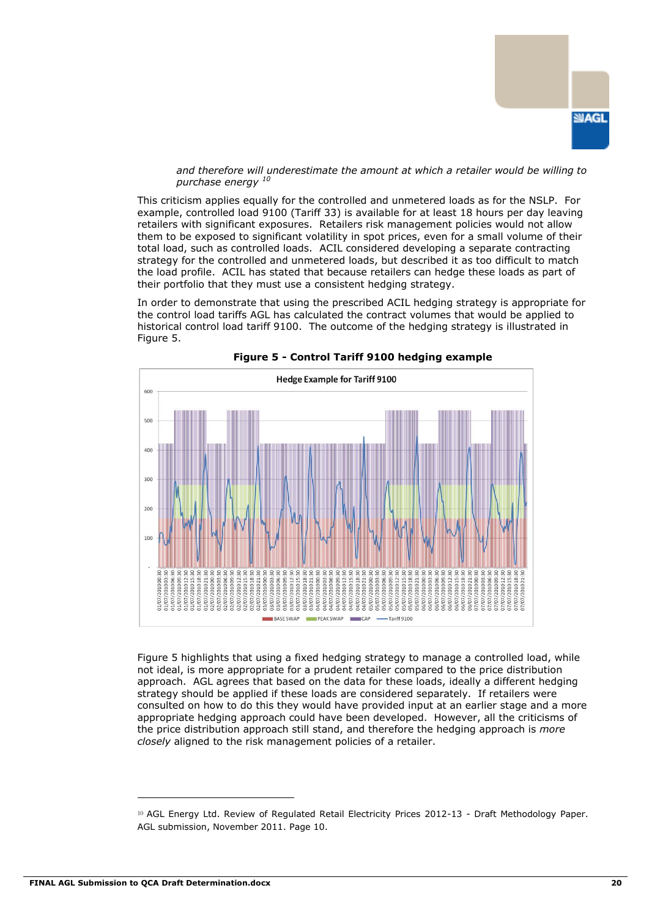*and therefore will underestimate the amount at which a retailer would be willing to purchase energy* [10]

This criticism applies equally for the controlled and unmetered loads as for the NSLP. For example, controlled load 9100 (Tariff 33) is available for at least 18 hours per day leaving retailers with significant exposures. Retailers risk management policies would not allow them to be exposed to significant volatility in spot prices, even for a small volume of their total load, such as controlled loads. ACIL considered developing a separate contracting strategy for the controlled and unmetered loads, but described it as too difficult to match the load profile. ACIL has stated that because retailers can hedge these loads as part of their portfolio that they must use a consistent hedging strategy.

In order to demonstrate that using the prescribed ACIL hedging strategy is appropriate for the control load tariffs AGL has calculated the contract volumes that would be applied to historical control load tariff 9100. The outcome of the hedging strategy is illustrated in Figure 5.

**Figure 5 - Control Tariff 9100 hedging example**

Figure 5 highlights that using a fixed hedging strategy to manage a controlled load, while not ideal, is more appropriate for a prudent retailer compared to the price distribution approach. AGL agrees that based on the data for these loads, ideally a different hedging strategy should be applied if these loads are considered separately. If retailers were consulted on how to do this they would have provided input at an earlier stage and a more appropriate hedging approach could have been developed. However, all the criticisms of the price distribution approach still stand, and therefore the hedging approach is *more closely* aligned to the risk management policies of a retailer.

---

[10] AGL Energy Ltd. Review of Regulated Retail Electricity Prices 2012-13 - Draft Methodology Paper. AGL submission, November 2011. Page 10.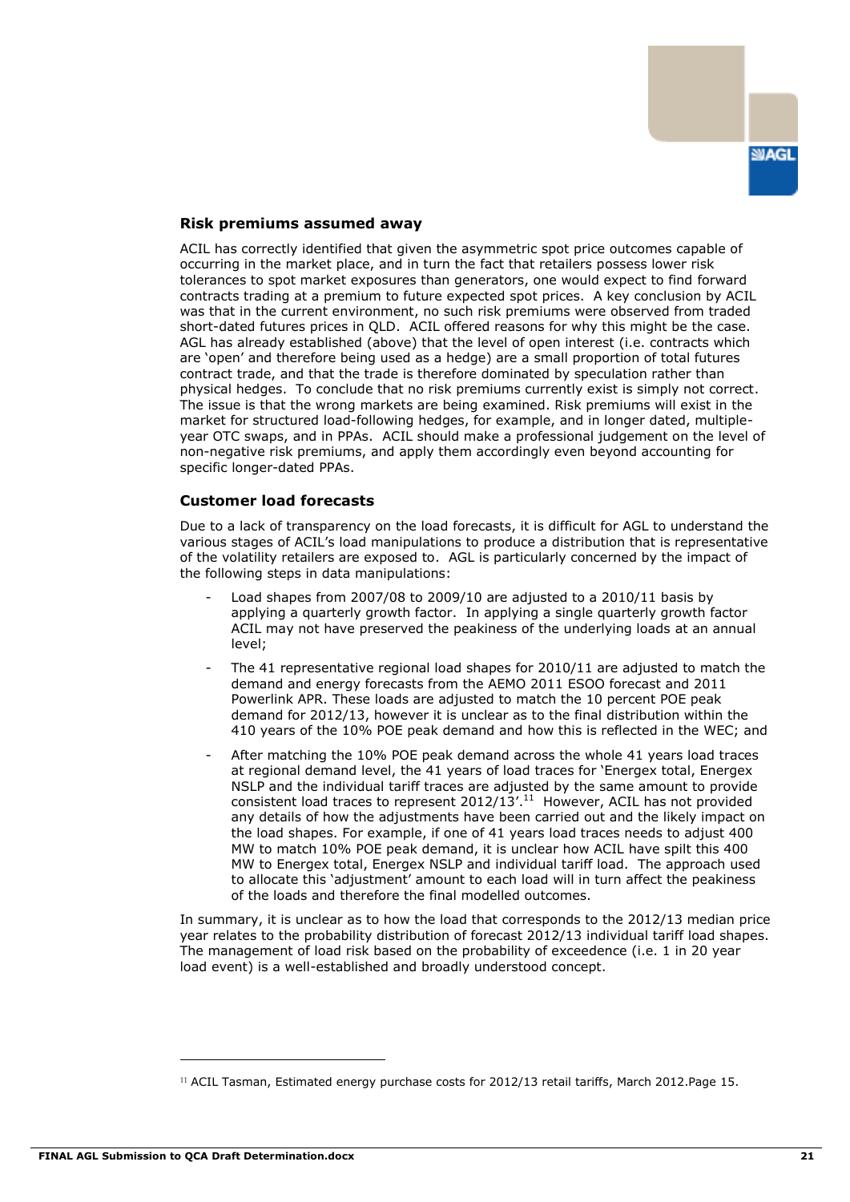### Risk premiums assumed away

ACIL has correctly identified that given the asymmetric spot price outcomes capable of occurring in the market place, and in turn the fact that retailers possess lower risk tolerances to spot market exposures than generators, one would expect to find forward contracts trading at a premium to future expected spot prices. A key conclusion by ACIL was that in the current environment, no such risk premiums were observed from traded short-dated futures prices in QLD. ACIL offered reasons for why this might be the case. AGL has already established (above) that the level of open interest (i.e. contracts which are 'open' and therefore being used as a hedge) are a small proportion of total futures contract trade, and that the trade is therefore dominated by speculation rather than physical hedges. To conclude that no risk premiums currently exist is simply not correct. The issue is that the wrong markets are being examined. Risk premiums will exist in the market for structured load-following hedges, for example, and in longer dated, multiple-year OTC swaps, and in PPAs. ACIL should make a professional judgement on the level of non-negative risk premiums, and apply them accordingly even beyond accounting for specific longer-dated PPAs.

### Customer load forecasts

Due to a lack of transparency on the load forecasts, it is difficult for AGL to understand the various stages of ACIL's load manipulations to produce a distribution that is representative of the volatility retailers are exposed to. AGL is particularly concerned by the impact of the following steps in data manipulations:

- Load shapes from 2007/08 to 2009/10 are adjusted to a 2010/11 basis by applying a quarterly growth factor. In applying a single quarterly growth factor ACIL may not have preserved the peakiness of the underlying loads at an annual level;
- The 41 representative regional load shapes for 2010/11 are adjusted to match the demand and energy forecasts from the AEMO 2011 ESOO forecast and 2011 Powerlink APR. These loads are adjusted to match the 10 percent POE peak demand for 2012/13, however it is unclear as to the final distribution within the 410 years of the 10% POE peak demand and how this is reflected in the WEC; and
- After matching the 10% POE peak demand across the whole 41 years load traces at regional demand level, the 41 years of load traces for 'Energex total, Energex NSLP and the individual tariff traces are adjusted by the same amount to provide consistent load traces to represent 2012/13'.[11] However, ACIL has not provided any details of how the adjustments have been carried out and the likely impact on the load shapes. For example, if one of 41 years load traces needs to adjust 400 MW to match 10% POE peak demand, it is unclear how ACIL have spilt this 400 MW to Energex total, Energex NSLP and individual tariff load. The approach used to allocate this 'adjustment' amount to each load will in turn affect the peakiness of the loads and therefore the final modelled outcomes.

In summary, it is unclear as to how the load that corresponds to the 2012/13 median price year relates to the probability distribution of forecast 2012/13 individual tariff load shapes. The management of load risk based on the probability of exceedence (i.e. 1 in 20 year load event) is a well-established and broadly understood concept.

---

[11] ACIL Tasman, Estimated energy purchase costs for 2012/13 retail tariffs, March 2012.Page 15.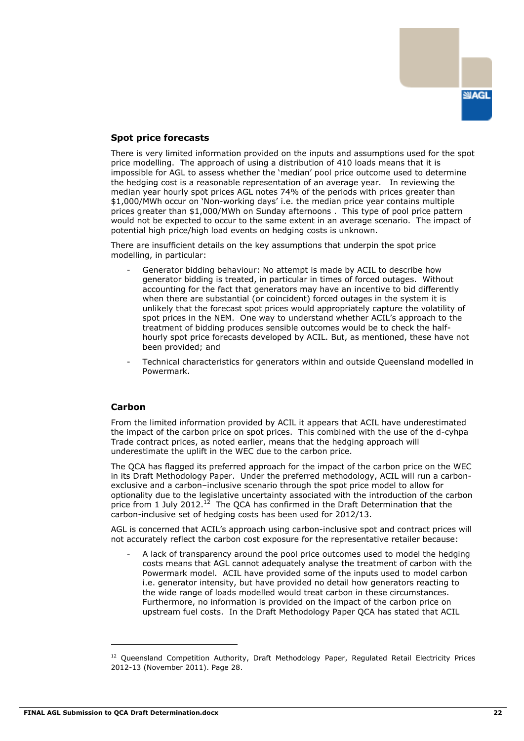### Spot price forecasts

There is very limited information provided on the inputs and assumptions used for the spot price modelling. The approach of using a distribution of 410 loads means that it is impossible for AGL to assess whether the 'median' pool price outcome used to determine the hedging cost is a reasonable representation of an average year. In reviewing the median year hourly spot prices AGL notes 74% of the periods with prices greater than \$1,000/MWh occur on 'Non-working days' i.e. the median price year contains multiple prices greater than \$1,000/MWh on Sunday afternoons . This type of pool price pattern would not be expected to occur to the same extent in an average scenario. The impact of potential high price/high load events on hedging costs is unknown.

There are insufficient details on the key assumptions that underpin the spot price modelling, in particular:

- Generator bidding behaviour: No attempt is made by ACIL to describe how generator bidding is treated, in particular in times of forced outages. Without accounting for the fact that generators may have an incentive to bid differently when there are substantial (or coincident) forced outages in the system it is unlikely that the forecast spot prices would appropriately capture the volatility of spot prices in the NEM. One way to understand whether ACIL's approach to the treatment of bidding produces sensible outcomes would be to check the half-hourly spot price forecasts developed by ACIL. But, as mentioned, these have not been provided; and
- Technical characteristics for generators within and outside Queensland modelled in Powermark.

### Carbon

From the limited information provided by ACIL it appears that ACIL have underestimated the impact of the carbon price on spot prices. This combined with the use of the d-cyhpa Trade contract prices, as noted earlier, means that the hedging approach will underestimate the uplift in the WEC due to the carbon price.

The QCA has flagged its preferred approach for the impact of the carbon price on the WEC in its Draft Methodology Paper. Under the preferred methodology, ACIL will run a carbon-exclusive and a carbon–inclusive scenario through the spot price model to allow for optionality due to the legislative uncertainty associated with the introduction of the carbon price from 1 July 2012.[12] The QCA has confirmed in the Draft Determination that the carbon-inclusive set of hedging costs has been used for 2012/13.

AGL is concerned that ACIL's approach using carbon-inclusive spot and contract prices will not accurately reflect the carbon cost exposure for the representative retailer because:

- A lack of transparency around the pool price outcomes used to model the hedging costs means that AGL cannot adequately analyse the treatment of carbon with the Powermark model. ACIL have provided some of the inputs used to model carbon i.e. generator intensity, but have provided no detail how generators reacting to the wide range of loads modelled would treat carbon in these circumstances. Furthermore, no information is provided on the impact of the carbon price on upstream fuel costs. In the Draft Methodology Paper QCA has stated that ACIL

---

[12] Queensland Competition Authority, Draft Methodology Paper, Regulated Retail Electricity Prices 2012-13 (November 2011). Page 28.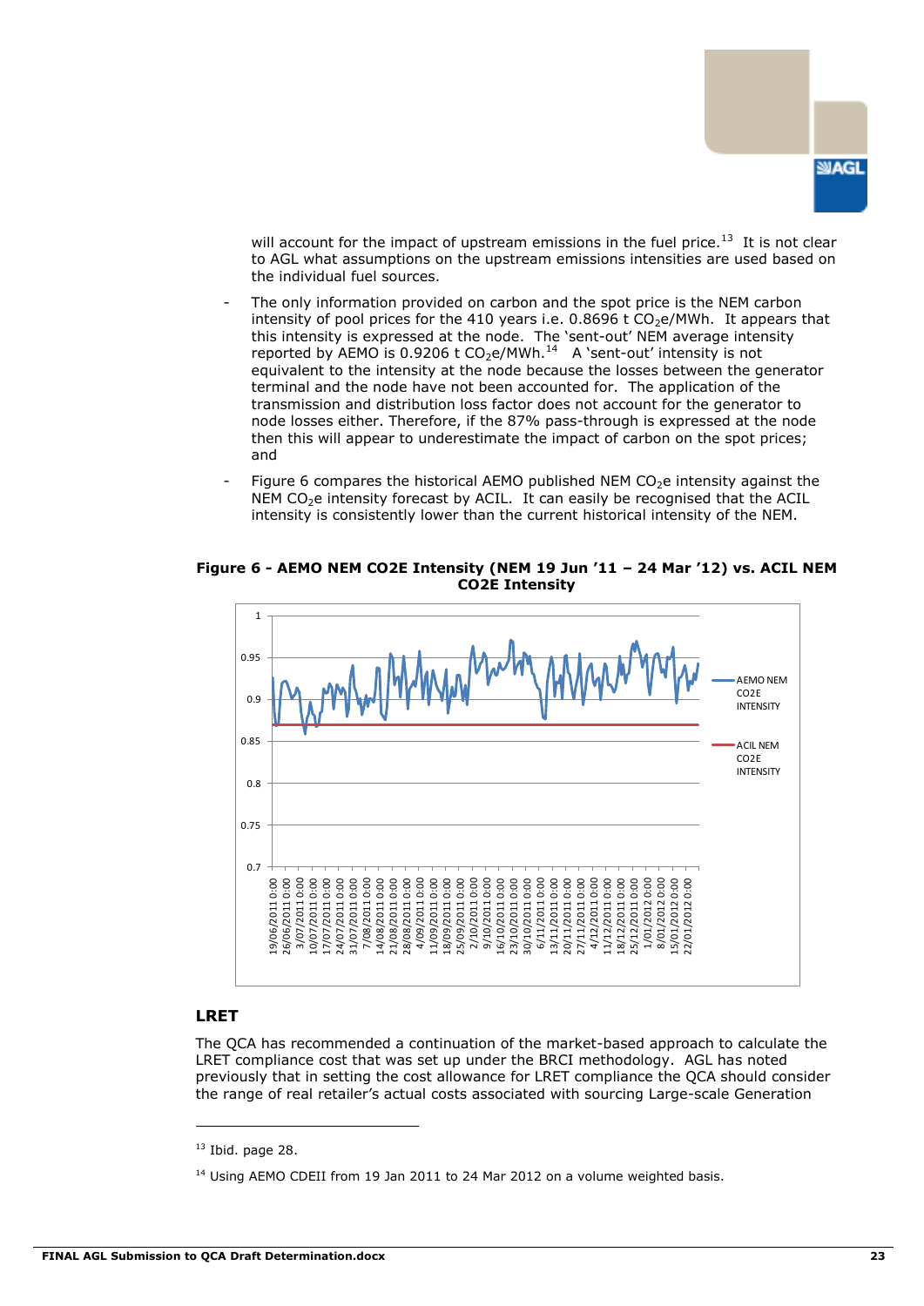will account for the impact of upstream emissions in the fuel price.[13] It is not clear to AGL what assumptions on the upstream emissions intensities are used based on the individual fuel sources.

- The only information provided on carbon and the spot price is the NEM carbon intensity of pool prices for the 410 years i.e. 0.8696 t $CO_2$e/MWh. It appears that this intensity is expressed at the node. The 'sent-out' NEM average intensity reported by AEMO is 0.9206 t $CO_2$e/MWh.[14] A 'sent-out' intensity is not equivalent to the intensity at the node because the losses between the generator terminal and the node have not been accounted for. The application of the transmission and distribution loss factor does not account for the generator to node losses either. Therefore, if the 87% pass-through is expressed at the node then this will appear to underestimate the impact of carbon on the spot prices; and
- Figure 6 compares the historical AEMO published NEM $CO_2$e intensity against the NEM $CO_2$e intensity forecast by ACIL. It can easily be recognised that the ACIL intensity is consistently lower than the current historical intensity of the NEM.

**Figure 6 - AEMO NEM CO2E Intensity (NEM 19 Jun '11 – 24 Mar '12) vs. ACIL NEM CO2E Intensity**

## LRET

The QCA has recommended a continuation of the market-based approach to calculate the LRET compliance cost that was set up under the BRCI methodology. AGL has noted previously that in setting the cost allowance for LRET compliance the QCA should consider the range of real retailer's actual costs associated with sourcing Large-scale Generation

---

[13] Ibid. page 28.

[14] Using AEMO CDEII from 19 Jan 2011 to 24 Mar 2012 on a volume weighted basis.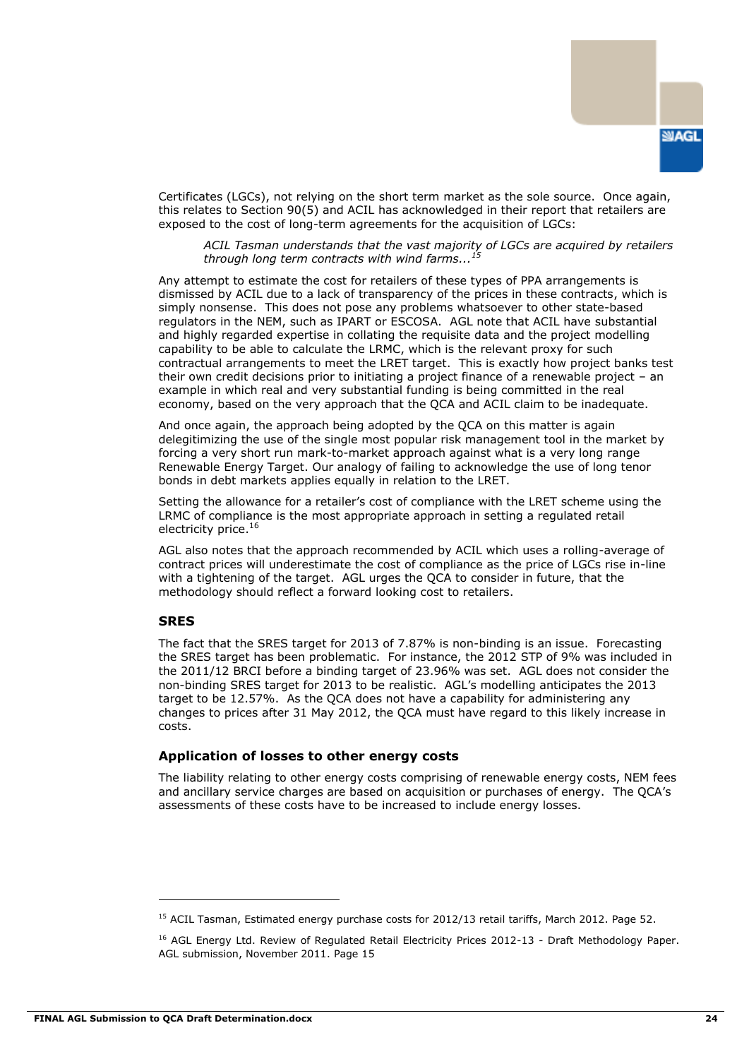Certificates (LGCs), not relying on the short term market as the sole source. Once again, this relates to Section 90(5) and ACIL has acknowledged in their report that retailers are exposed to the cost of long-term agreements for the acquisition of LGCs:

> *ACIL Tasman understands that the vast majority of LGCs are acquired by retailers through long term contracts with wind farms...*[15]

Any attempt to estimate the cost for retailers of these types of PPA arrangements is dismissed by ACIL due to a lack of transparency of the prices in these contracts, which is simply nonsense. This does not pose any problems whatsoever to other state-based regulators in the NEM, such as IPART or ESCOSA. AGL note that ACIL have substantial and highly regarded expertise in collating the requisite data and the project modelling capability to be able to calculate the LRMC, which is the relevant proxy for such contractual arrangements to meet the LRET target. This is exactly how project banks test their own credit decisions prior to initiating a project finance of a renewable project – an example in which real and very substantial funding is being committed in the real economy, based on the very approach that the QCA and ACIL claim to be inadequate.

And once again, the approach being adopted by the QCA on this matter is again delegitimizing the use of the single most popular risk management tool in the market by forcing a very short run mark-to-market approach against what is a very long range Renewable Energy Target. Our analogy of failing to acknowledge the use of long tenor bonds in debt markets applies equally in relation to the LRET.

Setting the allowance for a retailer's cost of compliance with the LRET scheme using the LRMC of compliance is the most appropriate approach in setting a regulated retail electricity price.[16]

AGL also notes that the approach recommended by ACIL which uses a rolling-average of contract prices will underestimate the cost of compliance as the price of LGCs rise in-line with a tightening of the target. AGL urges the QCA to consider in future, that the methodology should reflect a forward looking cost to retailers.

### SRES

The fact that the SRES target for 2013 of 7.87% is non-binding is an issue. Forecasting the SRES target has been problematic. For instance, the 2012 STP of 9% was included in the 2011/12 BRCI before a binding target of 23.96% was set. AGL does not consider the non-binding SRES target for 2013 to be realistic. AGL's modelling anticipates the 2013 target to be 12.57%. As the QCA does not have a capability for administering any changes to prices after 31 May 2012, the QCA must have regard to this likely increase in costs.

### Application of losses to other energy costs

The liability relating to other energy costs comprising of renewable energy costs, NEM fees and ancillary service charges are based on acquisition or purchases of energy. The QCA's assessments of these costs have to be increased to include energy losses.

---

[15] ACIL Tasman, Estimated energy purchase costs for 2012/13 retail tariffs, March 2012. Page 52.

[16] AGL Energy Ltd. Review of Regulated Retail Electricity Prices 2012-13 - Draft Methodology Paper. AGL submission, November 2011. Page 15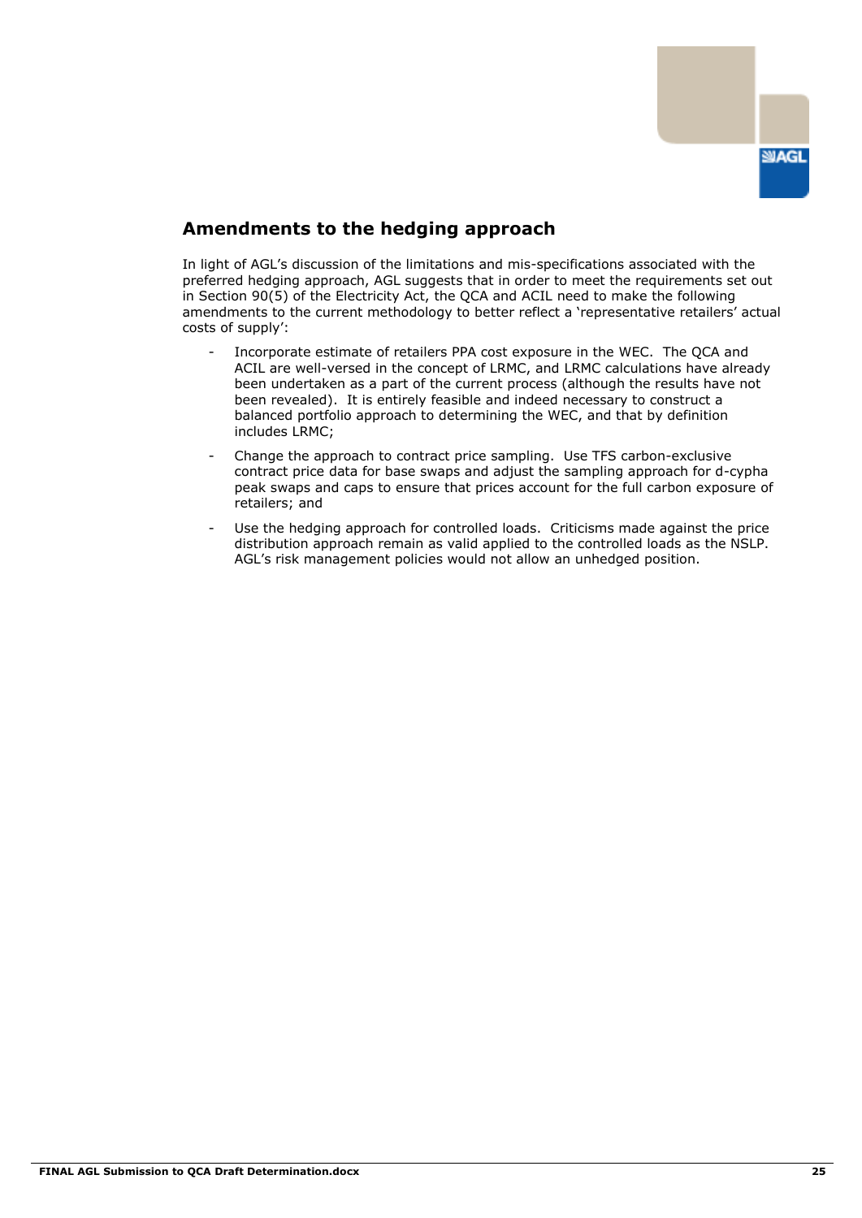## Amendments to the hedging approach

In light of AGL's discussion of the limitations and mis-specifications associated with the preferred hedging approach, AGL suggests that in order to meet the requirements set out in Section 90(5) of the Electricity Act, the QCA and ACIL need to make the following amendments to the current methodology to better reflect a 'representative retailers' actual costs of supply':

- Incorporate estimate of retailers PPA cost exposure in the WEC. The QCA and ACIL are well-versed in the concept of LRMC, and LRMC calculations have already been undertaken as a part of the current process (although the results have not been revealed). It is entirely feasible and indeed necessary to construct a balanced portfolio approach to determining the WEC, and that by definition includes LRMC;
- Change the approach to contract price sampling. Use TFS carbon-exclusive contract price data for base swaps and adjust the sampling approach for d-cypha peak swaps and caps to ensure that prices account for the full carbon exposure of retailers; and
- Use the hedging approach for controlled loads. Criticisms made against the price distribution approach remain as valid applied to the controlled loads as the NSLP. AGL's risk management policies would not allow an unhedged position.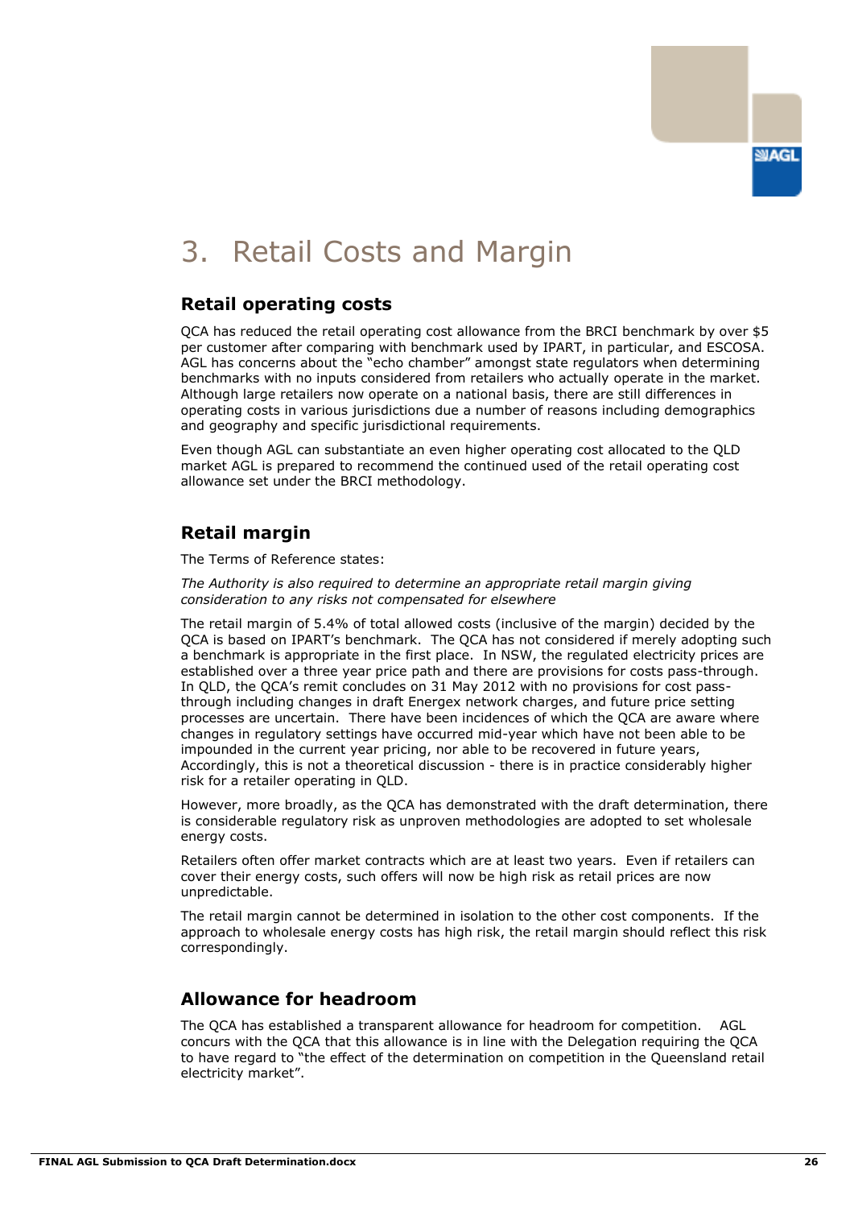# 3. Retail Costs and Margin

## Retail operating costs

QCA has reduced the retail operating cost allowance from the BRCI benchmark by over $5 per customer after comparing with benchmark used by IPART, in particular, and ESCOSA. AGL has concerns about the "echo chamber" amongst state regulators when determining benchmarks with no inputs considered from retailers who actually operate in the market. Although large retailers now operate on a national basis, there are still differences in operating costs in various jurisdictions due a number of reasons including demographics and geography and specific jurisdictional requirements.

Even though AGL can substantiate an even higher operating cost allocated to the QLD market AGL is prepared to recommend the continued used of the retail operating cost allowance set under the BRCI methodology.

## Retail margin

The Terms of Reference states:

*The Authority is also required to determine an appropriate retail margin giving consideration to any risks not compensated for elsewhere*

The retail margin of 5.4% of total allowed costs (inclusive of the margin) decided by the QCA is based on IPART's benchmark. The QCA has not considered if merely adopting such a benchmark is appropriate in the first place. In NSW, the regulated electricity prices are established over a three year price path and there are provisions for costs pass-through. In QLD, the QCA's remit concludes on 31 May 2012 with no provisions for cost pass-through including changes in draft Energex network charges, and future price setting processes are uncertain. There have been incidences of which the QCA are aware where changes in regulatory settings have occurred mid-year which have not been able to be impounded in the current year pricing, nor able to be recovered in future years, Accordingly, this is not a theoretical discussion - there is in practice considerably higher risk for a retailer operating in QLD.

However, more broadly, as the QCA has demonstrated with the draft determination, there is considerable regulatory risk as unproven methodologies are adopted to set wholesale energy costs.

Retailers often offer market contracts which are at least two years. Even if retailers can cover their energy costs, such offers will now be high risk as retail prices are now unpredictable.

The retail margin cannot be determined in isolation to the other cost components. If the approach to wholesale energy costs has high risk, the retail margin should reflect this risk correspondingly.

## Allowance for headroom

The QCA has established a transparent allowance for headroom for competition. AGL concurs with the QCA that this allowance is in line with the Delegation requiring the QCA to have regard to "the effect of the determination on competition in the Queensland retail electricity market".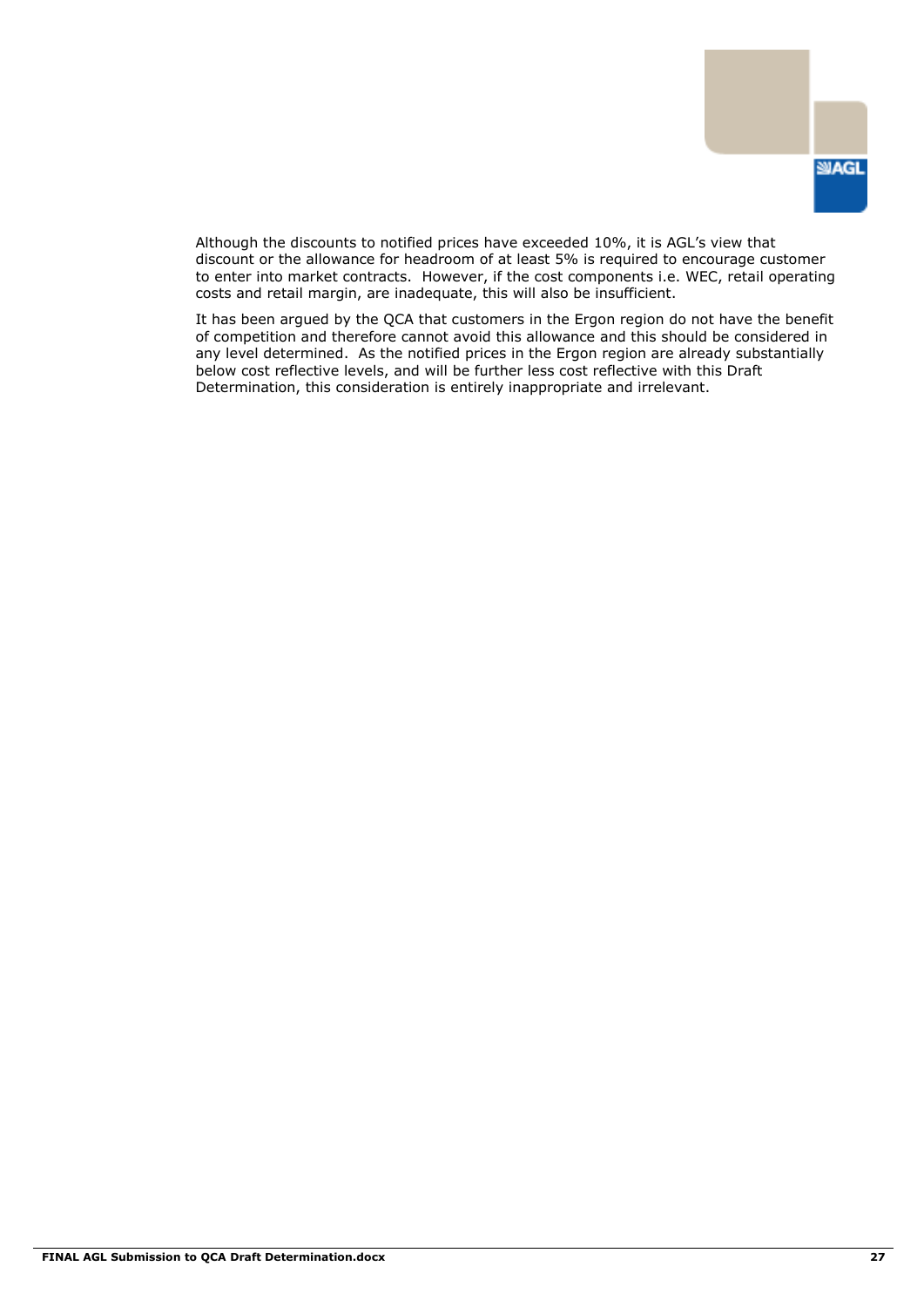Although the discounts to notified prices have exceeded 10%, it is AGL's view that discount or the allowance for headroom of at least 5% is required to encourage customer to enter into market contracts. However, if the cost components i.e. WEC, retail operating costs and retail margin, are inadequate, this will also be insufficient.

It has been argued by the QCA that customers in the Ergon region do not have the benefit of competition and therefore cannot avoid this allowance and this should be considered in any level determined. As the notified prices in the Ergon region are already substantially below cost reflective levels, and will be further less cost reflective with this Draft Determination, this consideration is entirely inappropriate and irrelevant.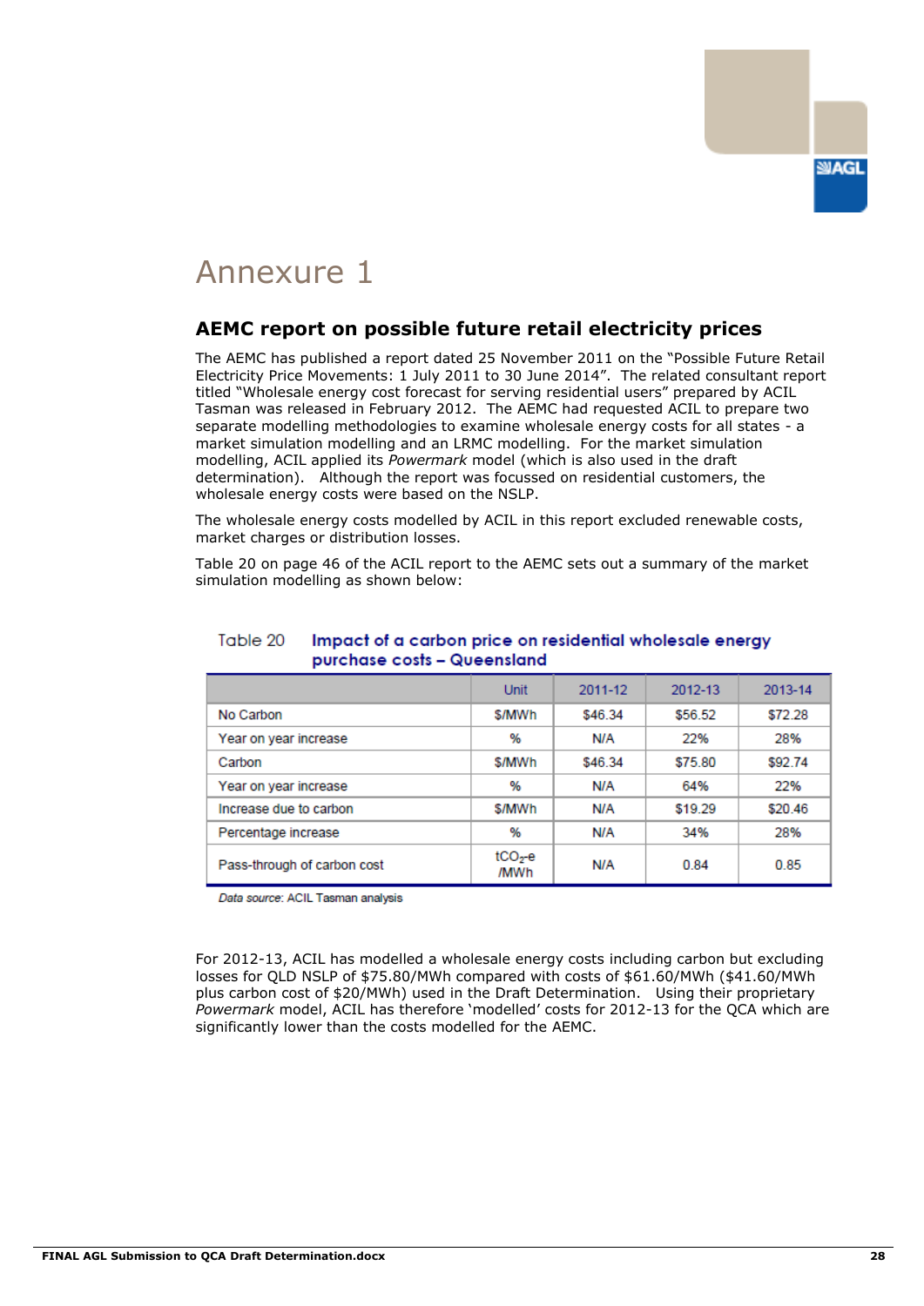# Annexure 1

## AEMC report on possible future retail electricity prices

The AEMC has published a report dated 25 November 2011 on the "Possible Future Retail Electricity Price Movements: 1 July 2011 to 30 June 2014". The related consultant report titled "Wholesale energy cost forecast for serving residential users" prepared by ACIL Tasman was released in February 2012. The AEMC had requested ACIL to prepare two separate modelling methodologies to examine wholesale energy costs for all states - a market simulation modelling and an LRMC modelling. For the market simulation modelling, ACIL applied its *Powermark* model (which is also used in the draft determination). Although the report was focussed on residential customers, the wholesale energy costs were based on the NSLP.

The wholesale energy costs modelled by ACIL in this report excluded renewable costs, market charges or distribution losses.

Table 20 on page 46 of the ACIL report to the AEMC sets out a summary of the market simulation modelling as shown below:

Table 20 **Impact of a carbon price on residential wholesale energy purchase costs – Queensland**

| | Unit | 2011-12 | 2012-13 | 2013-14 |
|---|---|---|---|---|
| No Carbon | $/MWh | $46.34 | $56.52 | $72.28 |
| Year on year increase | % | N/A | 22% | 28% |
| Carbon | $/MWh | $46.34 | $75.80 | $92.74 |
| Year on year increase | % | N/A | 64% | 22% |
| Increase due to carbon | $/MWh | N/A | $19.29 | $20.46 |
| Percentage increase | % | N/A | 34% | 28% |
| Pass-through of carbon cost | $tCO_2$-e /MWh | N/A | 0.84 | 0.85 |

*Data source*: ACIL Tasman analysis

For 2012-13, ACIL has modelled a wholesale energy costs including carbon but excluding losses for QLD NSLP of $75.80/MWh compared with costs of $61.60/MWh ($41.60/MWh plus carbon cost of $20/MWh) used in the Draft Determination. Using their proprietary *Powermark* model, ACIL has therefore 'modelled' costs for 2012-13 for the QCA which are significantly lower than the costs modelled for the AEMC.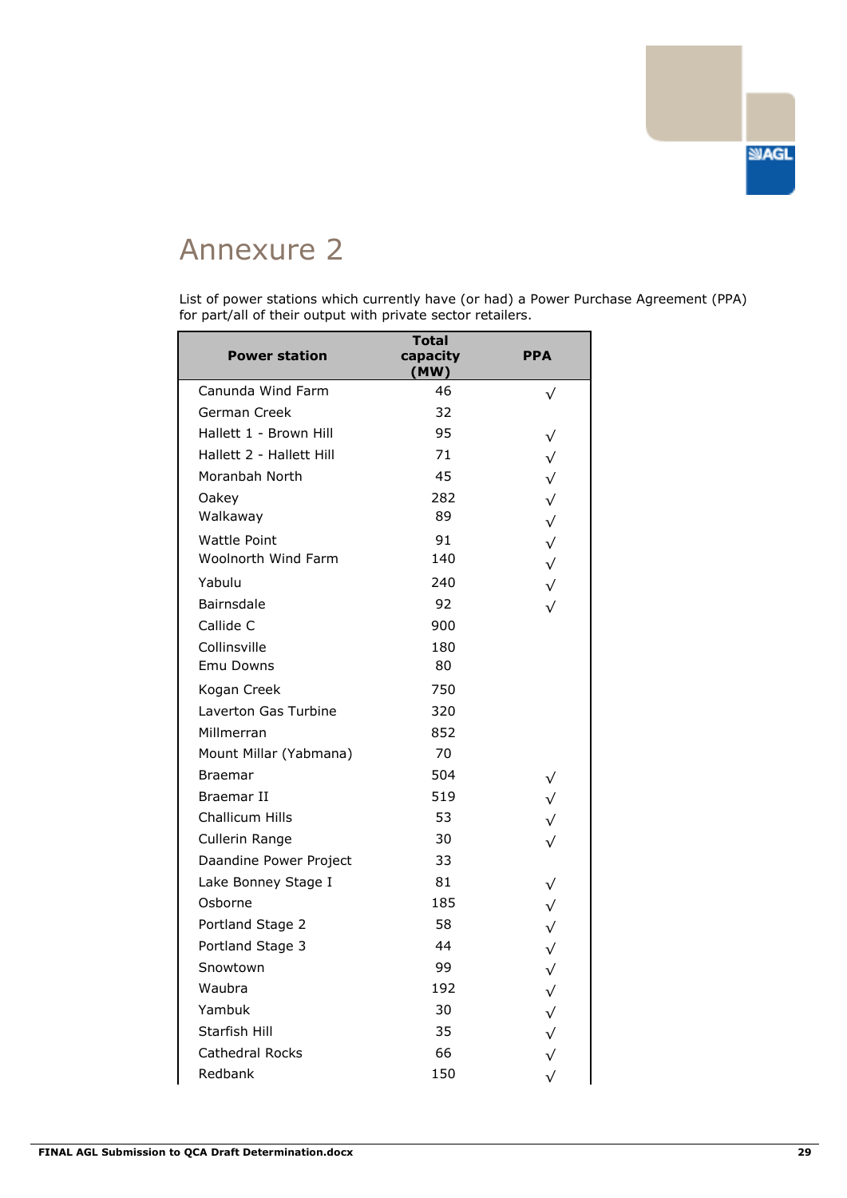# Annexure 2

List of power stations which currently have (or had) a Power Purchase Agreement (PPA) for part/all of their output with private sector retailers.

| Power station | Total capacity (MW) | PPA |
|---|---|---|
| Canunda Wind Farm | 46 | √ |
| German Creek | 32 | |
| Hallett 1 - Brown Hill | 95 | √ |
| Hallett 2 - Hallett Hill | 71 | √ |
| Moranbah North | 45 | √ |
| Oakey | 282 | √ |
| Walkaway | 89 | √ |
| Wattle Point | 91 | √ |
| Woolnorth Wind Farm | 140 | √ |
| Yabulu | 240 | √ |
| Bairnsdale | 92 | √ |
| Callide C | 900 | |
| Collinsville | 180 | |
| Emu Downs | 80 | |
| Kogan Creek | 750 | |
| Laverton Gas Turbine | 320 | |
| Millmerran | 852 | |
| Mount Millar (Yabmana) | 70 | |
| Braemar | 504 | √ |
| Braemar II | 519 | √ |
| Challicum Hills | 53 | √ |
| Cullerin Range | 30 | √ |
| Daandine Power Project | 33 | |
| Lake Bonney Stage I | 81 | √ |
| Osborne | 185 | √ |
| Portland Stage 2 | 58 | √ |
| Portland Stage 3 | 44 | √ |
| Snowtown | 99 | √ |
| Waubra | 192 | √ |
| Yambuk | 30 | √ |
| Starfish Hill | 35 | √ |
| Cathedral Rocks | 66 | √ |
| Redbank | 150 | √ |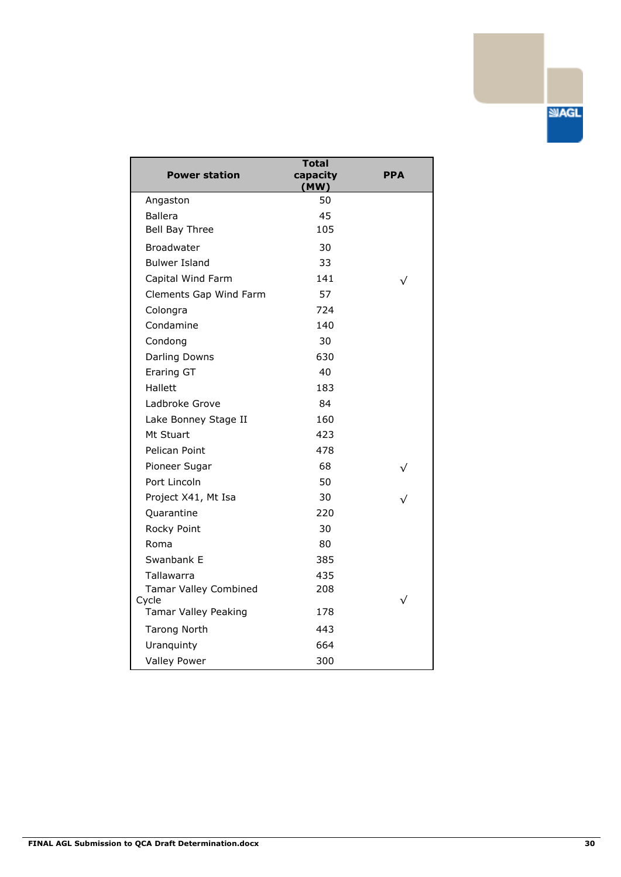| Power station | Total capacity (MW) | PPA |
|---|---|---|
| Angaston | 50 | |
| Ballera | 45 | |
| Bell Bay Three | 105 | |
| Broadwater | 30 | |
| Bulwer Island | 33 | |
| Capital Wind Farm | 141 | √ |
| Clements Gap Wind Farm | 57 | |
| Colongra | 724 | |
| Condamine | 140 | |
| Condong | 30 | |
| Darling Downs | 630 | |
| Eraring GT | 40 | |
| Hallett | 183 | |
| Ladbroke Grove | 84 | |
| Lake Bonney Stage II | 160 | |
| Mt Stuart | 423 | |
| Pelican Point | 478 | |
| Pioneer Sugar | 68 | √ |
| Port Lincoln | 50 | |
| Project X41, Mt Isa | 30 | √ |
| Quarantine | 220 | |
| Rocky Point | 30 | |
| Roma | 80 | |
| Swanbank E | 385 | |
| Tallawarra | 435 | |
| Tamar Valley Combined Cycle | 208 | √ |
| Tamar Valley Peaking | 178 | |
| Tarong North | 443 | |
| Uranquinty | 664 | |
| Valley Power | 300 | |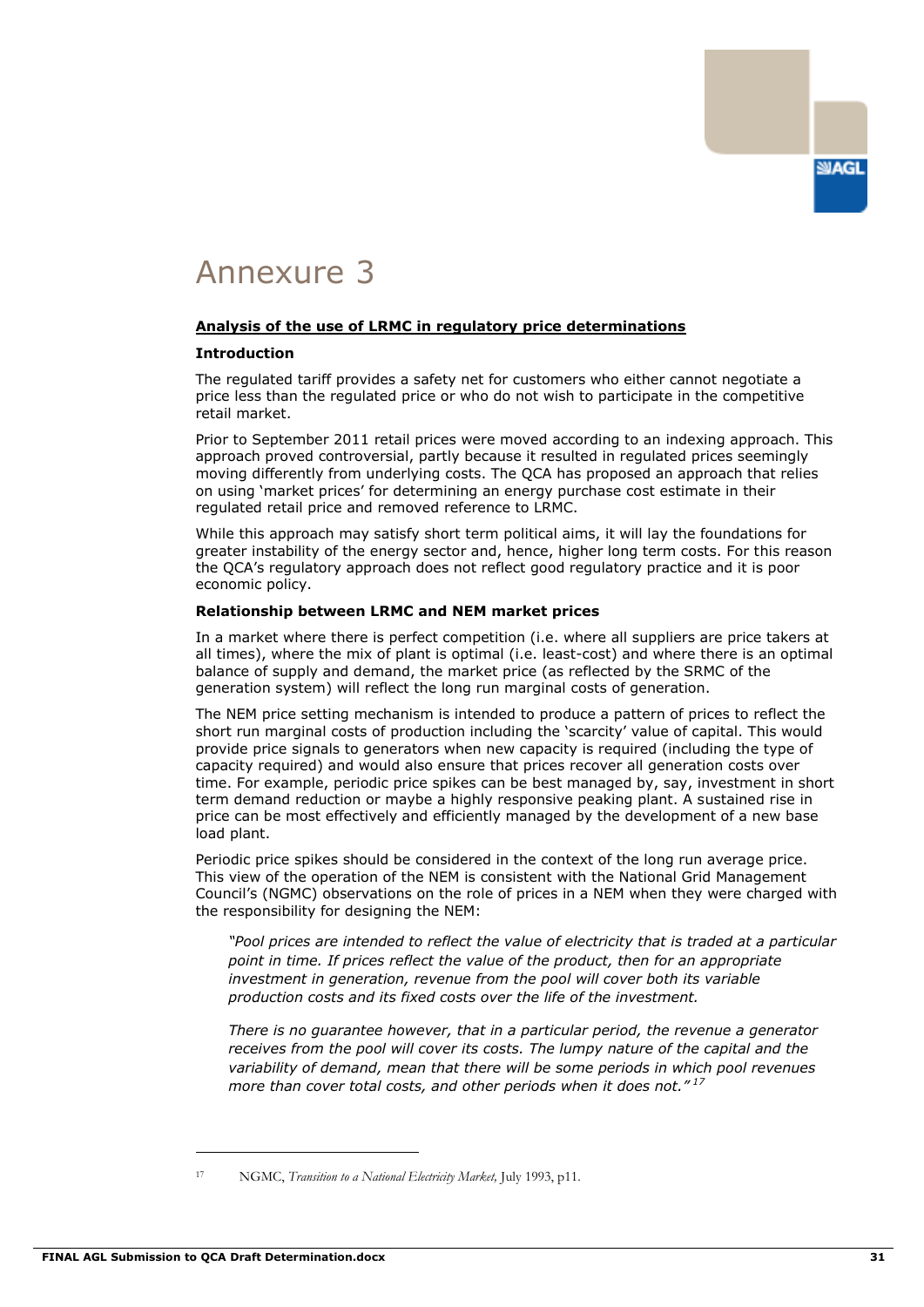# Annexure 3

**Analysis of the use of LRMC in regulatory price determinations**

**Introduction**

The regulated tariff provides a safety net for customers who either cannot negotiate a price less than the regulated price or who do not wish to participate in the competitive retail market.

Prior to September 2011 retail prices were moved according to an indexing approach. This approach proved controversial, partly because it resulted in regulated prices seemingly moving differently from underlying costs. The QCA has proposed an approach that relies on using 'market prices' for determining an energy purchase cost estimate in their regulated retail price and removed reference to LRMC.

While this approach may satisfy short term political aims, it will lay the foundations for greater instability of the energy sector and, hence, higher long term costs. For this reason the QCA's regulatory approach does not reflect good regulatory practice and it is poor economic policy.

**Relationship between LRMC and NEM market prices**

In a market where there is perfect competition (i.e. where all suppliers are price takers at all times), where the mix of plant is optimal (i.e. least-cost) and where there is an optimal balance of supply and demand, the market price (as reflected by the SRMC of the generation system) will reflect the long run marginal costs of generation.

The NEM price setting mechanism is intended to produce a pattern of prices to reflect the short run marginal costs of production including the 'scarcity' value of capital. This would provide price signals to generators when new capacity is required (including the type of capacity required) and would also ensure that prices recover all generation costs over time. For example, periodic price spikes can be best managed by, say, investment in short term demand reduction or maybe a highly responsive peaking plant. A sustained rise in price can be most effectively and efficiently managed by the development of a new base load plant.

Periodic price spikes should be considered in the context of the long run average price. This view of the operation of the NEM is consistent with the National Grid Management Council's (NGMC) observations on the role of prices in a NEM when they were charged with the responsibility for designing the NEM:

> *"Pool prices are intended to reflect the value of electricity that is traded at a particular point in time. If prices reflect the value of the product, then for an appropriate investment in generation, revenue from the pool will cover both its variable production costs and its fixed costs over the life of the investment.*
>
> *There is no guarantee however, that in a particular period, the revenue a generator receives from the pool will cover its costs. The lumpy nature of the capital and the variability of demand, mean that there will be some periods in which pool revenues more than cover total costs, and other periods when it does not."*[17]

---

[17] NGMC, *Transition to a National Electricity Market*, July 1993, p11.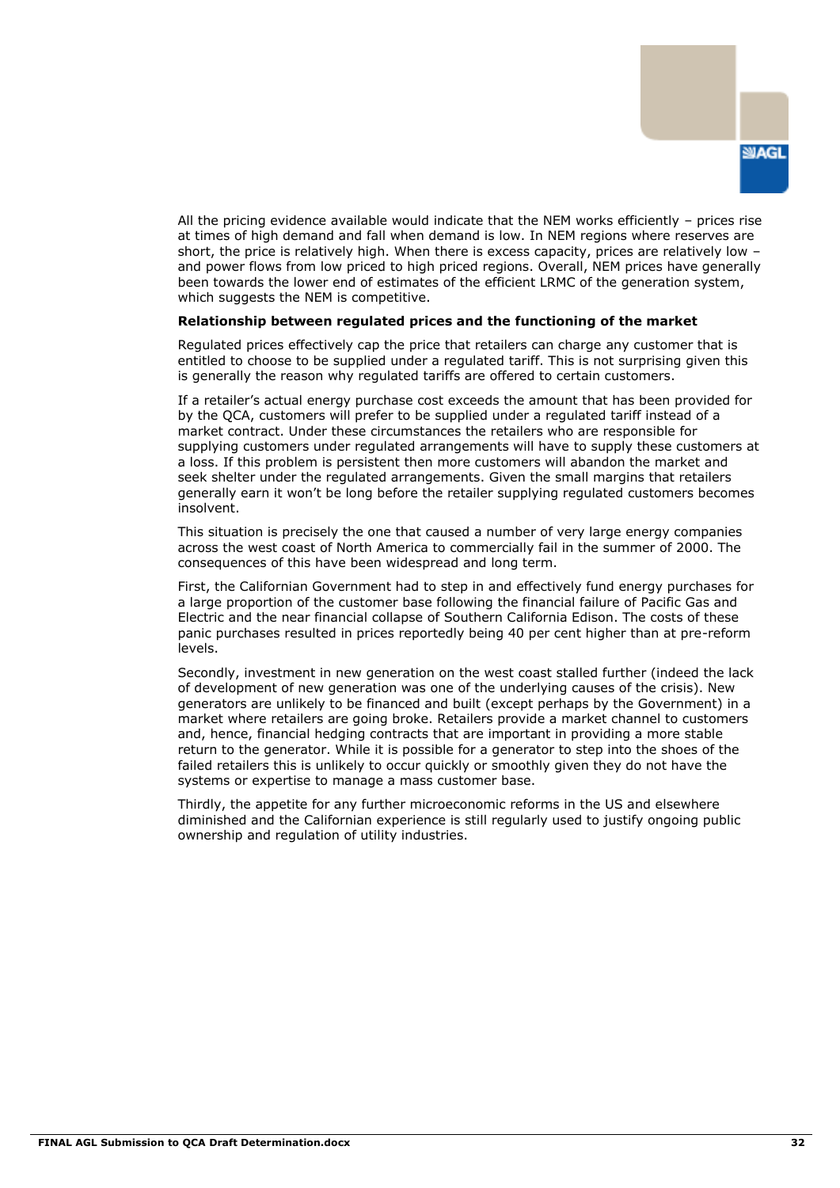All the pricing evidence available would indicate that the NEM works efficiently – prices rise at times of high demand and fall when demand is low. In NEM regions where reserves are short, the price is relatively high. When there is excess capacity, prices are relatively low – and power flows from low priced to high priced regions. Overall, NEM prices have generally been towards the lower end of estimates of the efficient LRMC of the generation system, which suggests the NEM is competitive.

**Relationship between regulated prices and the functioning of the market**

Regulated prices effectively cap the price that retailers can charge any customer that is entitled to choose to be supplied under a regulated tariff. This is not surprising given this is generally the reason why regulated tariffs are offered to certain customers.

If a retailer's actual energy purchase cost exceeds the amount that has been provided for by the QCA, customers will prefer to be supplied under a regulated tariff instead of a market contract. Under these circumstances the retailers who are responsible for supplying customers under regulated arrangements will have to supply these customers at a loss. If this problem is persistent then more customers will abandon the market and seek shelter under the regulated arrangements. Given the small margins that retailers generally earn it won't be long before the retailer supplying regulated customers becomes insolvent.

This situation is precisely the one that caused a number of very large energy companies across the west coast of North America to commercially fail in the summer of 2000. The consequences of this have been widespread and long term.

First, the Californian Government had to step in and effectively fund energy purchases for a large proportion of the customer base following the financial failure of Pacific Gas and Electric and the near financial collapse of Southern California Edison. The costs of these panic purchases resulted in prices reportedly being 40 per cent higher than at pre-reform levels.

Secondly, investment in new generation on the west coast stalled further (indeed the lack of development of new generation was one of the underlying causes of the crisis). New generators are unlikely to be financed and built (except perhaps by the Government) in a market where retailers are going broke. Retailers provide a market channel to customers and, hence, financial hedging contracts that are important in providing a more stable return to the generator. While it is possible for a generator to step into the shoes of the failed retailers this is unlikely to occur quickly or smoothly given they do not have the systems or expertise to manage a mass customer base.

Thirdly, the appetite for any further microeconomic reforms in the US and elsewhere diminished and the Californian experience is still regularly used to justify ongoing public ownership and regulation of utility industries.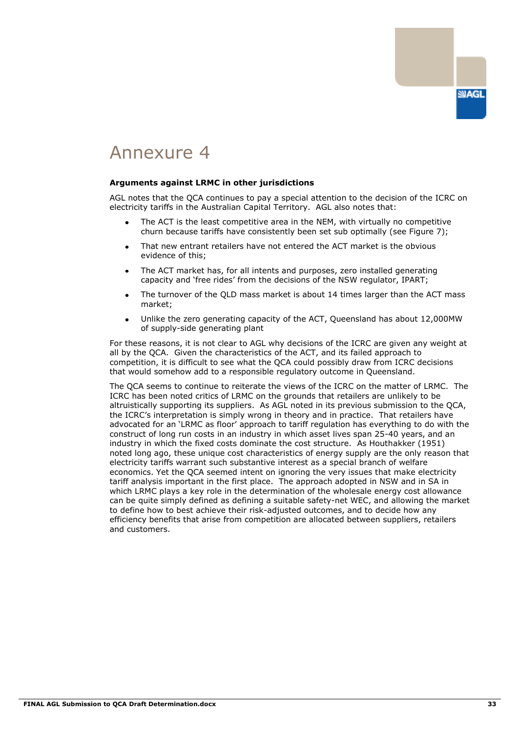# Annexure 4

**Arguments against LRMC in other jurisdictions**

AGL notes that the QCA continues to pay a special attention to the decision of the ICRC on electricity tariffs in the Australian Capital Territory. AGL also notes that:

- The ACT is the least competitive area in the NEM, with virtually no competitive churn because tariffs have consistently been set sub optimally (see Figure 7);
- That new entrant retailers have not entered the ACT market is the obvious evidence of this;
- The ACT market has, for all intents and purposes, zero installed generating capacity and 'free rides' from the decisions of the NSW regulator, IPART;
- The turnover of the QLD mass market is about 14 times larger than the ACT mass market;
- Unlike the zero generating capacity of the ACT, Queensland has about 12,000MW of supply-side generating plant

For these reasons, it is not clear to AGL why decisions of the ICRC are given any weight at all by the QCA. Given the characteristics of the ACT, and its failed approach to competition, it is difficult to see what the QCA could possibly draw from ICRC decisions that would somehow add to a responsible regulatory outcome in Queensland.

The QCA seems to continue to reiterate the views of the ICRC on the matter of LRMC. The ICRC has been noted critics of LRMC on the grounds that retailers are unlikely to be altruistically supporting its suppliers. As AGL noted in its previous submission to the QCA, the ICRC's interpretation is simply wrong in theory and in practice. That retailers have advocated for an 'LRMC as floor' approach to tariff regulation has everything to do with the construct of long run costs in an industry in which asset lives span 25-40 years, and an industry in which the fixed costs dominate the cost structure. As Houthakker (1951) noted long ago, these unique cost characteristics of energy supply are the only reason that electricity tariffs warrant such substantive interest as a special branch of welfare economics. Yet the QCA seemed intent on ignoring the very issues that make electricity tariff analysis important in the first place. The approach adopted in NSW and in SA in which LRMC plays a key role in the determination of the wholesale energy cost allowance can be quite simply defined as defining a suitable safety-net WEC, and allowing the market to define how to best achieve their risk-adjusted outcomes, and to decide how any efficiency benefits that arise from competition are allocated between suppliers, retailers and customers.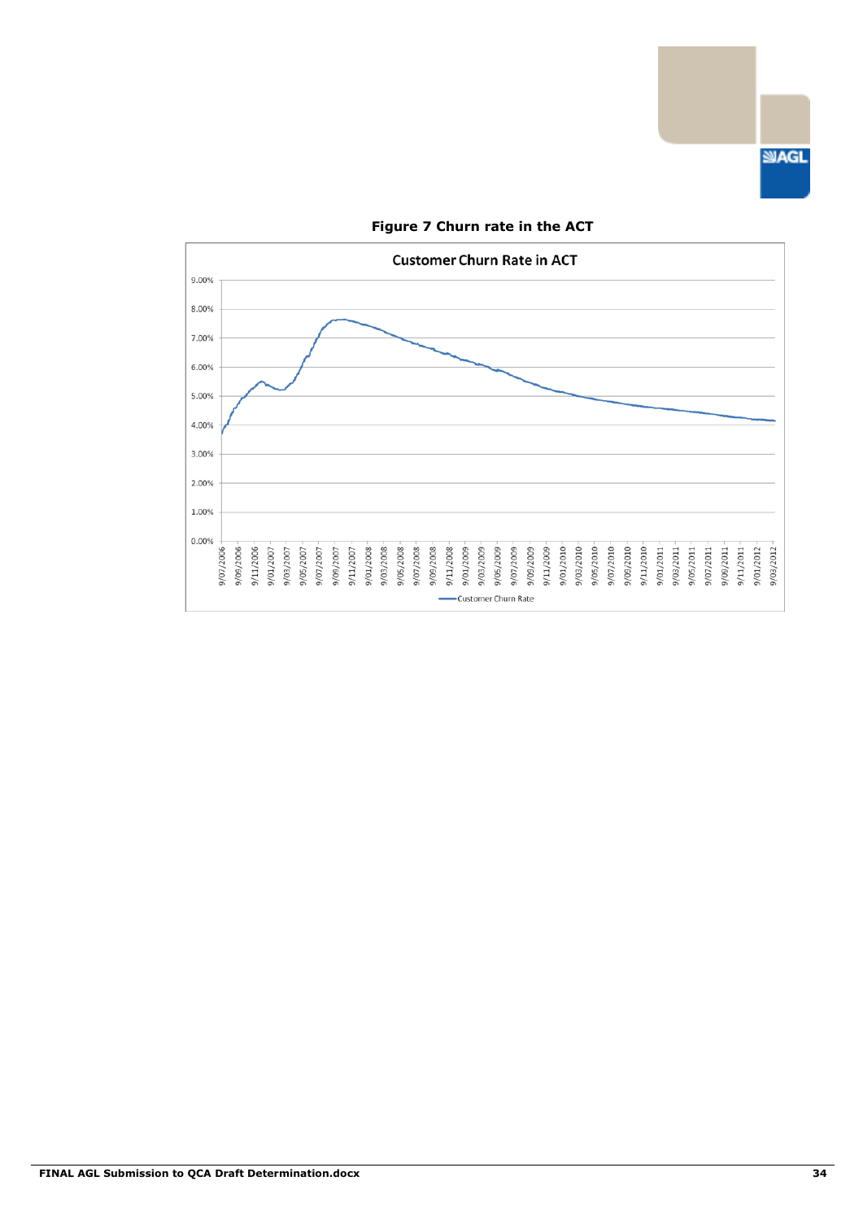**Figure 7 Churn rate in the ACT**

Customer Churn Rate in ACT

| Axis | Values |
|---|---|
| Y-axis | 0.00%, 1.00%, 2.00%, 3.00%, 4.00%, 5.00%, 6.00%, 7.00%, 8.00%, 9.00% |
| X-axis | 9/07/2006, 9/09/2006, 9/11/2006, 9/01/2007, 9/03/2007, 9/05/2007, 9/07/2007, 9/09/2007, 9/11/2007, 9/01/2008, 9/03/2008, 9/05/2008, 9/07/2008, 9/09/2008, 9/11/2008, 9/01/2009, 9/03/2009, 9/05/2009, 9/07/2009, 9/09/2009, 9/11/2009, 9/01/2010, 9/03/2010, 9/05/2010, 9/07/2010, 9/09/2010, 9/11/2010, 9/01/2011, 9/03/2011, 9/05/2011, 9/07/2011, 9/09/2011, 9/11/2011, 9/01/2012, 9/03/2012 |

Customer Churn Rate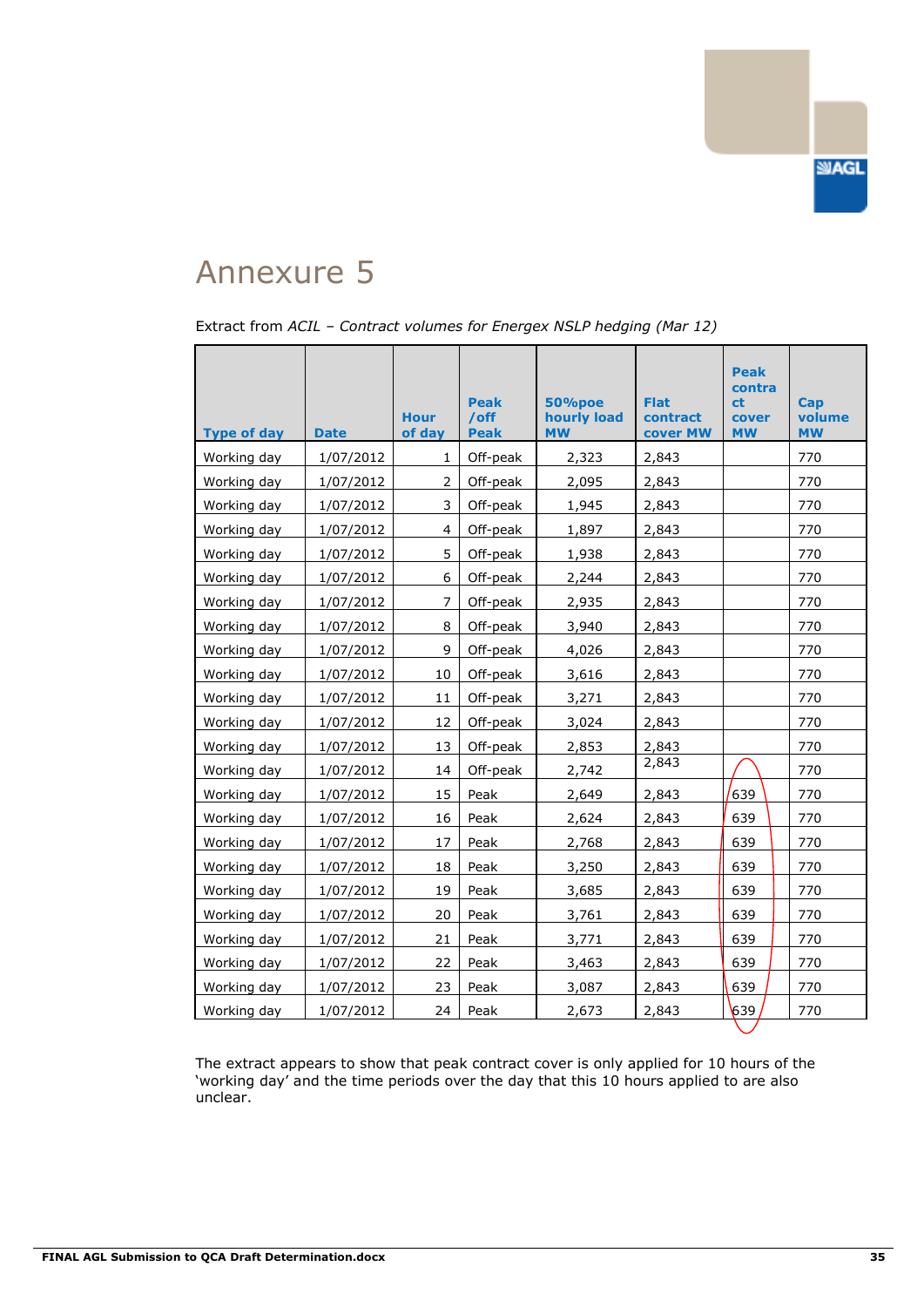# Annexure 5

Extract from ACIL – *Contract volumes for Energex NSLP hedging (Mar 12)*

| Type of day | Date | Hour of day | Peak /off Peak | 50%poe hourly load MW | Flat contract cover MW | Peak contract cover MW | Cap volume MW |
|---|---|---|---|---|---|---|---|
| Working day | 1/07/2012 | 1 | Off-peak | 2,323 | 2,843 | | 770 |
| Working day | 1/07/2012 | 2 | Off-peak | 2,095 | 2,843 | | 770 |
| Working day | 1/07/2012 | 3 | Off-peak | 1,945 | 2,843 | | 770 |
| Working day | 1/07/2012 | 4 | Off-peak | 1,897 | 2,843 | | 770 |
| Working day | 1/07/2012 | 5 | Off-peak | 1,938 | 2,843 | | 770 |
| Working day | 1/07/2012 | 6 | Off-peak | 2,244 | 2,843 | | 770 |
| Working day | 1/07/2012 | 7 | Off-peak | 2,935 | 2,843 | | 770 |
| Working day | 1/07/2012 | 8 | Off-peak | 3,940 | 2,843 | | 770 |
| Working day | 1/07/2012 | 9 | Off-peak | 4,026 | 2,843 | | 770 |
| Working day | 1/07/2012 | 10 | Off-peak | 3,616 | 2,843 | | 770 |
| Working day | 1/07/2012 | 11 | Off-peak | 3,271 | 2,843 | | 770 |
| Working day | 1/07/2012 | 12 | Off-peak | 3,024 | 2,843 | | 770 |
| Working day | 1/07/2012 | 13 | Off-peak | 2,853 | 2,843 | | 770 |
| Working day | 1/07/2012 | 14 | Off-peak | 2,742 | 2,843 | | 770 |
| Working day | 1/07/2012 | 15 | Peak | 2,649 | 2,843 | 639 | 770 |
| Working day | 1/07/2012 | 16 | Peak | 2,624 | 2,843 | 639 | 770 |
| Working day | 1/07/2012 | 17 | Peak | 2,768 | 2,843 | 639 | 770 |
| Working day | 1/07/2012 | 18 | Peak | 3,250 | 2,843 | 639 | 770 |
| Working day | 1/07/2012 | 19 | Peak | 3,685 | 2,843 | 639 | 770 |
| Working day | 1/07/2012 | 20 | Peak | 3,761 | 2,843 | 639 | 770 |
| Working day | 1/07/2012 | 21 | Peak | 3,771 | 2,843 | 639 | 770 |
| Working day | 1/07/2012 | 22 | Peak | 3,463 | 2,843 | 639 | 770 |
| Working day | 1/07/2012 | 23 | Peak | 3,087 | 2,843 | 639 | 770 |
| Working day | 1/07/2012 | 24 | Peak | 2,673 | 2,843 | 639 | 770 |

The extract appears to show that peak contract cover is only applied for 10 hours of the 'working day' and the time periods over the day that this 10 hours applied to are also unclear.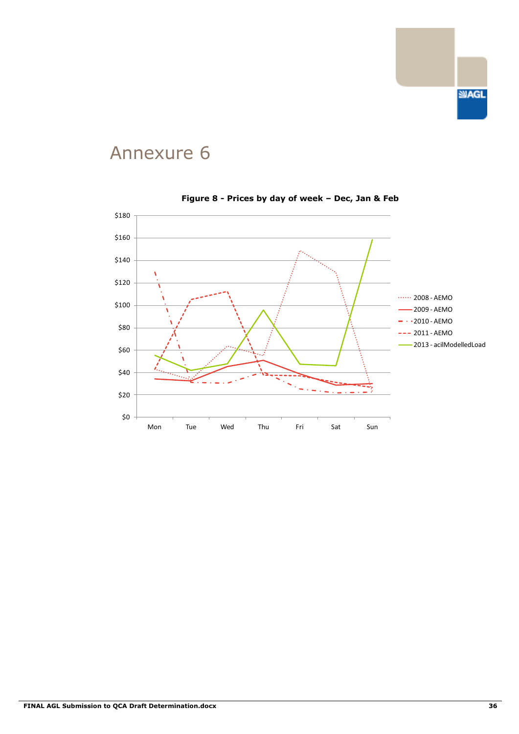# Annexure 6

**Figure 8 - Prices by day of week – Dec, Jan & Feb**

$180
$160
$140
$120
$100
$80
$60
$40
$20
$0

Mon
Tue
Wed
Thu
Fri
Sat
Sun

2008 - AEMO
2009 - AEMO
2010 - AEMO
2011 - AEMO
2013 - acilModelledLoad